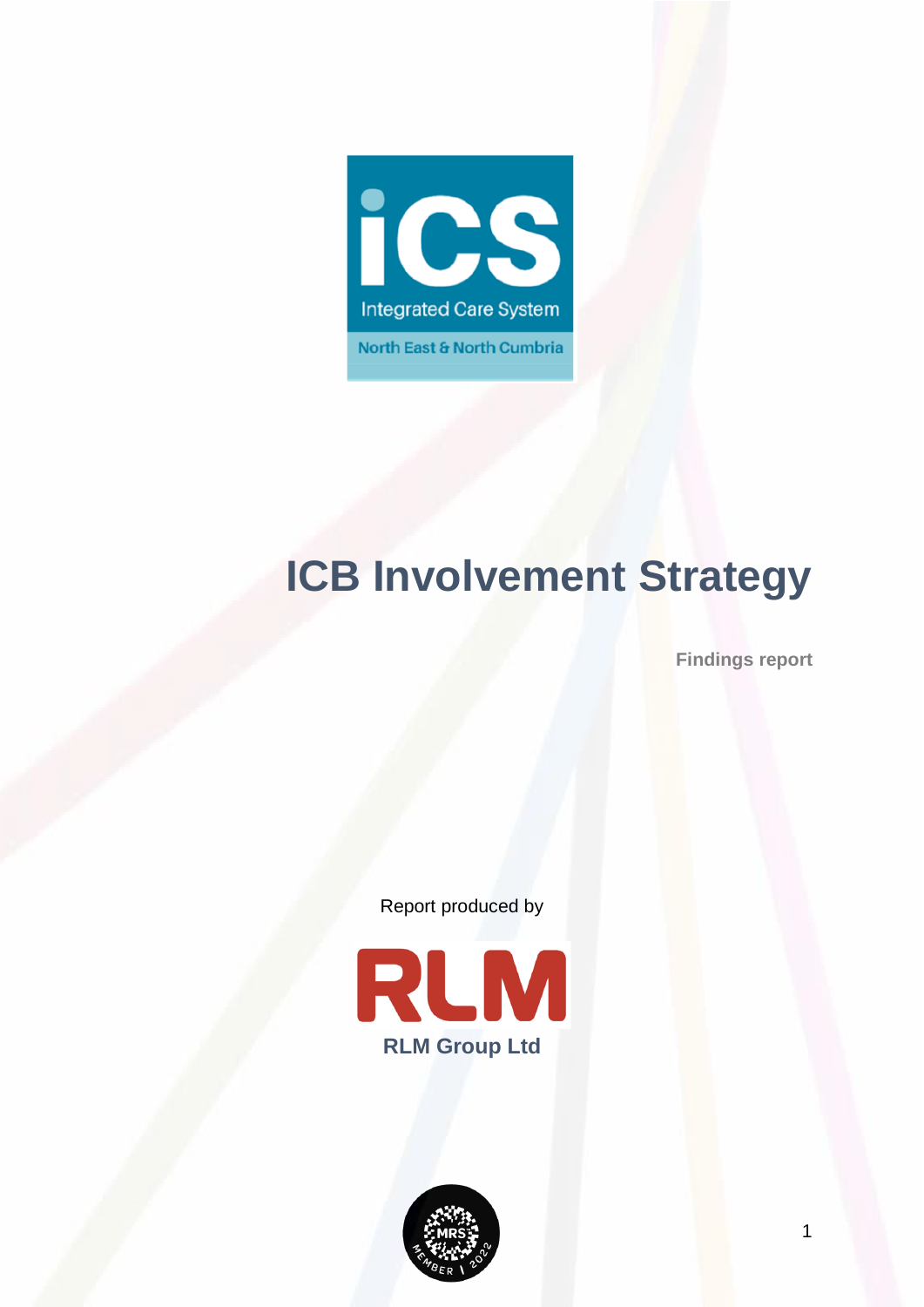iCS

Integrated Care System

North East & North Cumbria

# ICB Involvement Strategy

**Findings report**

Report produced by

RLM

**RLM Group Ltd**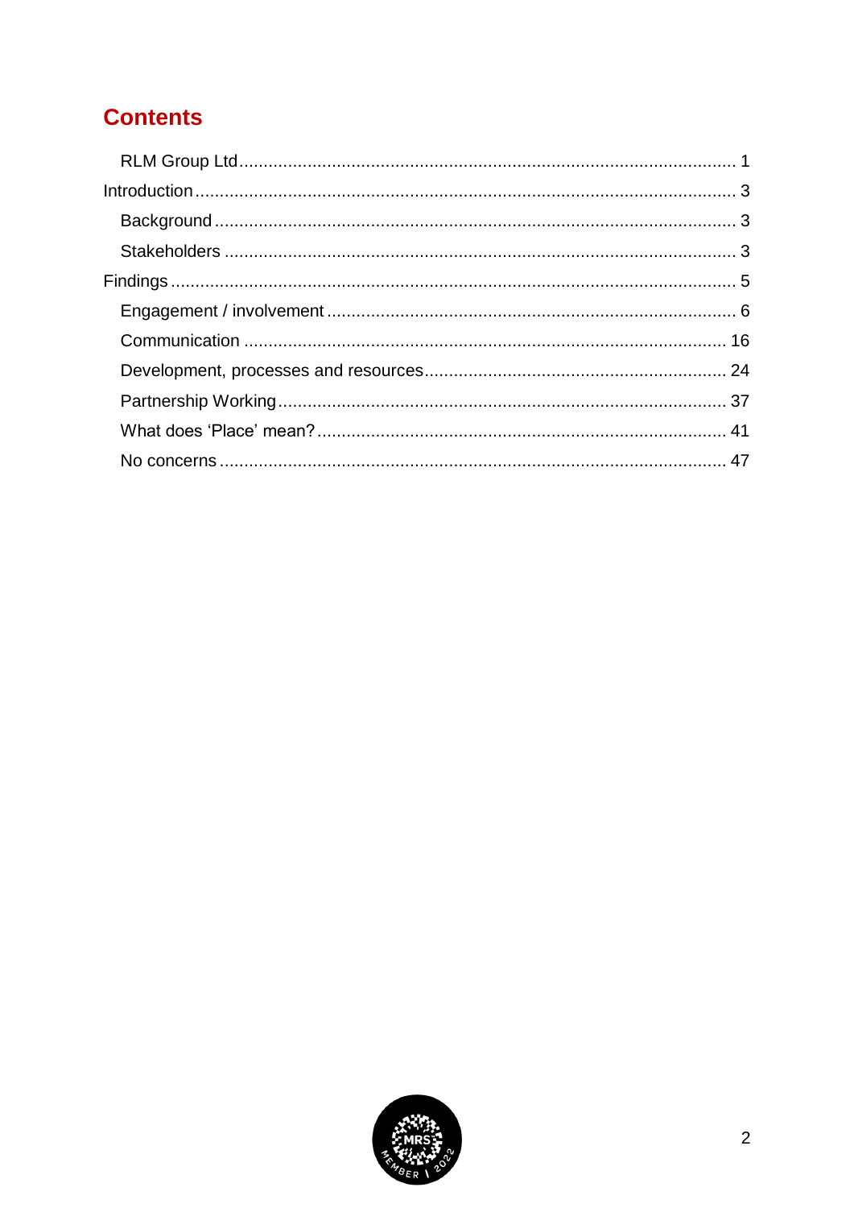# Contents

- RLM Group Ltd ........ 1
- Introduction ........ 3
  - Background ........ 3
  - Stakeholders ........ 3
- Findings ........ 5
  - Engagement / involvement ........ 6
  - Communication ........ 16
  - Development, processes and resources ........ 24
  - Partnership Working ........ 37
  - What does ‘Place’ mean? ........ 41
  - No concerns ........ 47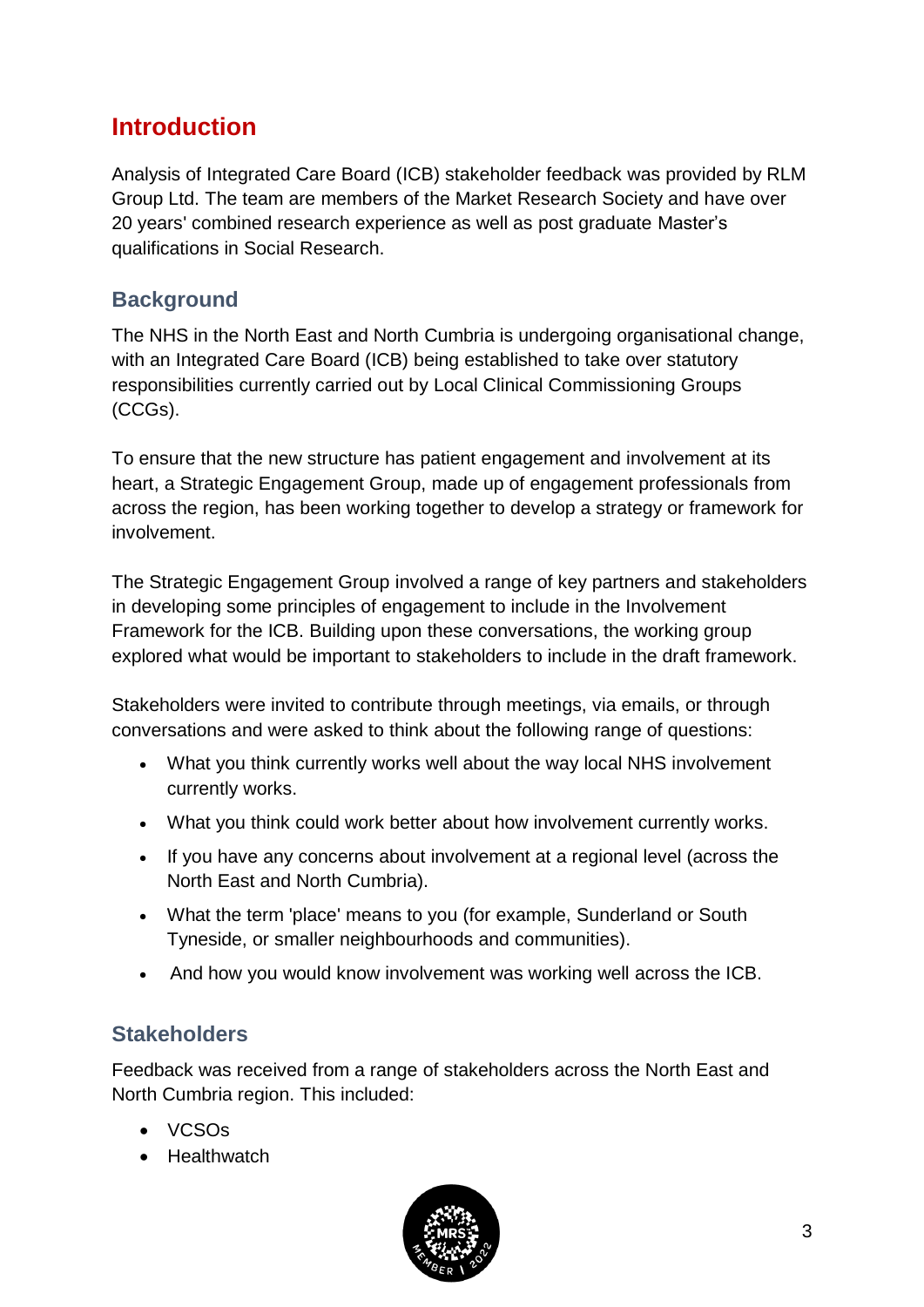# Introduction

Analysis of Integrated Care Board (ICB) stakeholder feedback was provided by RLM Group Ltd. The team are members of the Market Research Society and have over 20 years' combined research experience as well as post graduate Master's qualifications in Social Research.

## Background

The NHS in the North East and North Cumbria is undergoing organisational change, with an Integrated Care Board (ICB) being established to take over statutory responsibilities currently carried out by Local Clinical Commissioning Groups (CCGs).

To ensure that the new structure has patient engagement and involvement at its heart, a Strategic Engagement Group, made up of engagement professionals from across the region, has been working together to develop a strategy or framework for involvement.

The Strategic Engagement Group involved a range of key partners and stakeholders in developing some principles of engagement to include in the Involvement Framework for the ICB. Building upon these conversations, the working group explored what would be important to stakeholders to include in the draft framework.

Stakeholders were invited to contribute through meetings, via emails, or through conversations and were asked to think about the following range of questions:

- What you think currently works well about the way local NHS involvement currently works.
- What you think could work better about how involvement currently works.
- If you have any concerns about involvement at a regional level (across the North East and North Cumbria).
- What the term 'place' means to you (for example, Sunderland or South Tyneside, or smaller neighbourhoods and communities).
- And how you would know involvement was working well across the ICB.

## Stakeholders

Feedback was received from a range of stakeholders across the North East and North Cumbria region. This included:

- VCSOs
- Healthwatch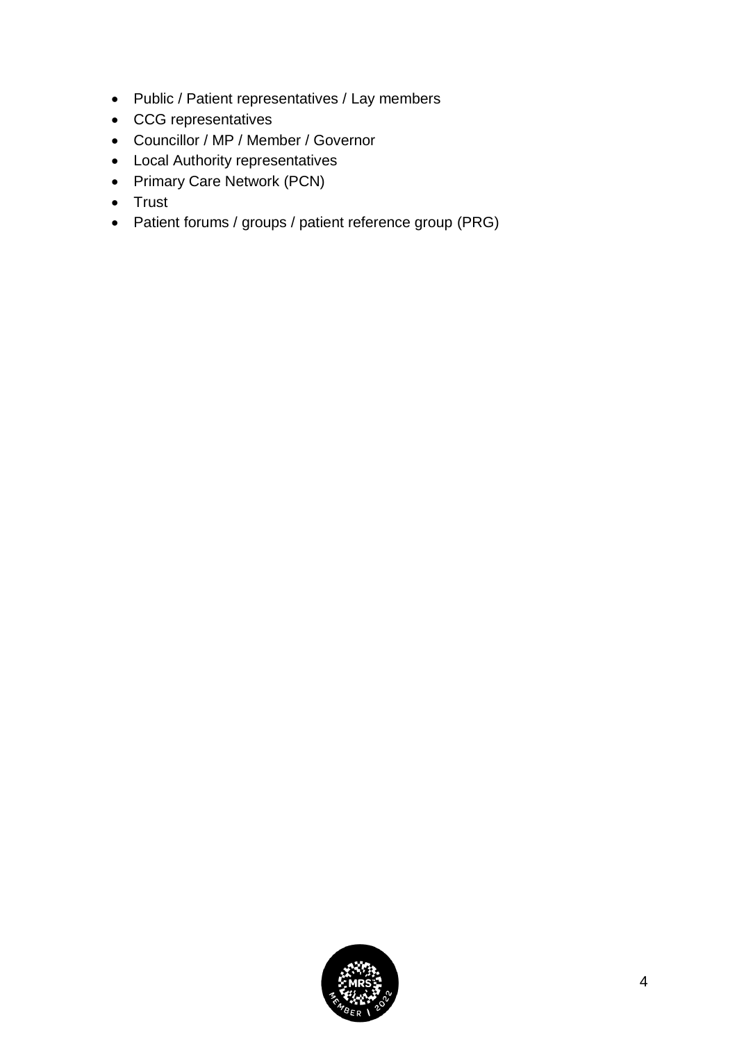- Public / Patient representatives / Lay members
- CCG representatives
- Councillor / MP / Member / Governor
- Local Authority representatives
- Primary Care Network (PCN)
- Trust
- Patient forums / groups / patient reference group (PRG)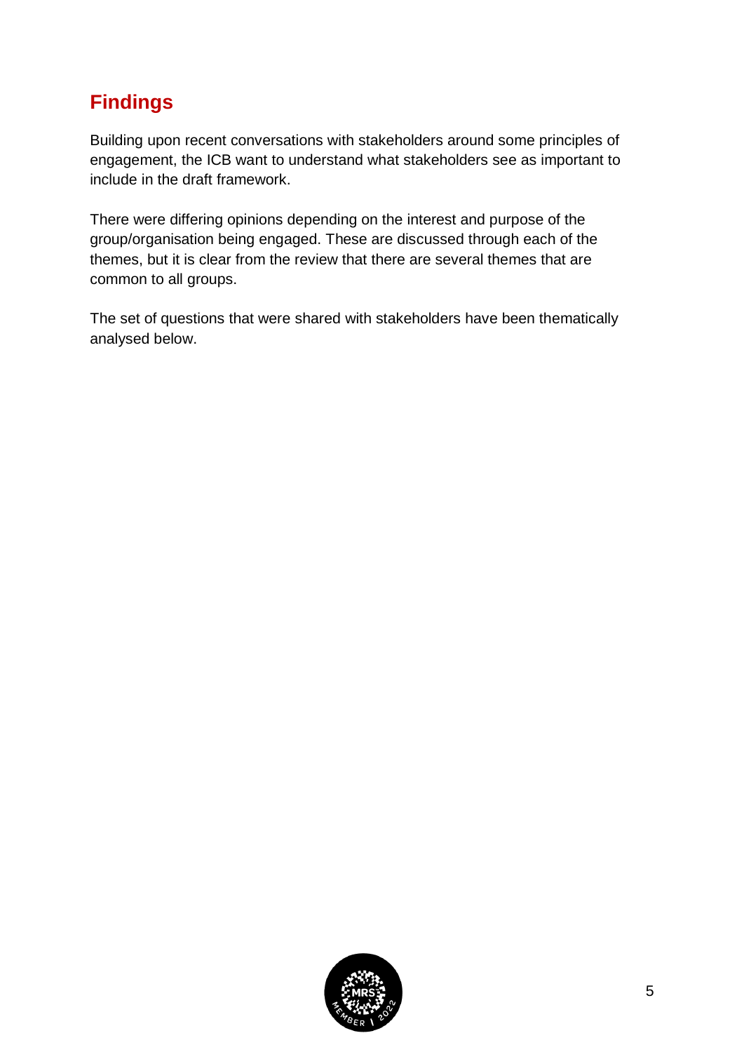## Findings

Building upon recent conversations with stakeholders around some principles of engagement, the ICB want to understand what stakeholders see as important to include in the draft framework.

There were differing opinions depending on the interest and purpose of the group/organisation being engaged. These are discussed through each of the themes, but it is clear from the review that there are several themes that are common to all groups.

The set of questions that were shared with stakeholders have been thematically analysed below.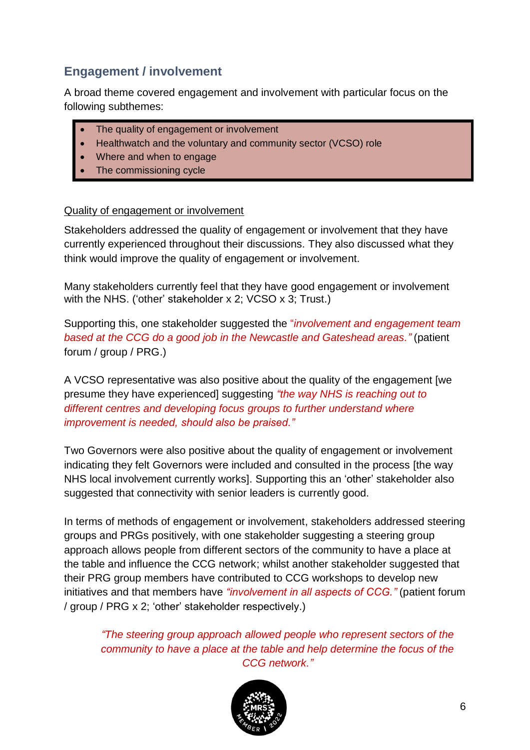## Engagement / involvement

A broad theme covered engagement and involvement with particular focus on the following subthemes:

- The quality of engagement or involvement
- Healthwatch and the voluntary and community sector (VCSO) role
- Where and when to engage
- The commissioning cycle

Quality of engagement or involvement

Stakeholders addressed the quality of engagement or involvement that they have currently experienced throughout their discussions. They also discussed what they think would improve the quality of engagement or involvement.

Many stakeholders currently feel that they have good engagement or involvement with the NHS. ('other' stakeholder x 2; VCSO x 3; Trust.)

Supporting this, one stakeholder suggested the *"involvement and engagement team based at the CCG do a good job in the Newcastle and Gateshead areas."* (patient forum / group / PRG.)

A VCSO representative was also positive about the quality of the engagement [we presume they have experienced] suggesting *"the way NHS is reaching out to different centres and developing focus groups to further understand where improvement is needed, should also be praised."*

Two Governors were also positive about the quality of engagement or involvement indicating they felt Governors were included and consulted in the process [the way NHS local involvement currently works]. Supporting this an 'other' stakeholder also suggested that connectivity with senior leaders is currently good.

In terms of methods of engagement or involvement, stakeholders addressed steering groups and PRGs positively, with one stakeholder suggesting a steering group approach allows people from different sectors of the community to have a place at the table and influence the CCG network; whilst another stakeholder suggested that their PRG group members have contributed to CCG workshops to develop new initiatives and that members have *"involvement in all aspects of CCG."* (patient forum / group / PRG x 2; 'other' stakeholder respectively.)

> *"The steering group approach allowed people who represent sectors of the community to have a place at the table and help determine the focus of the CCG network."*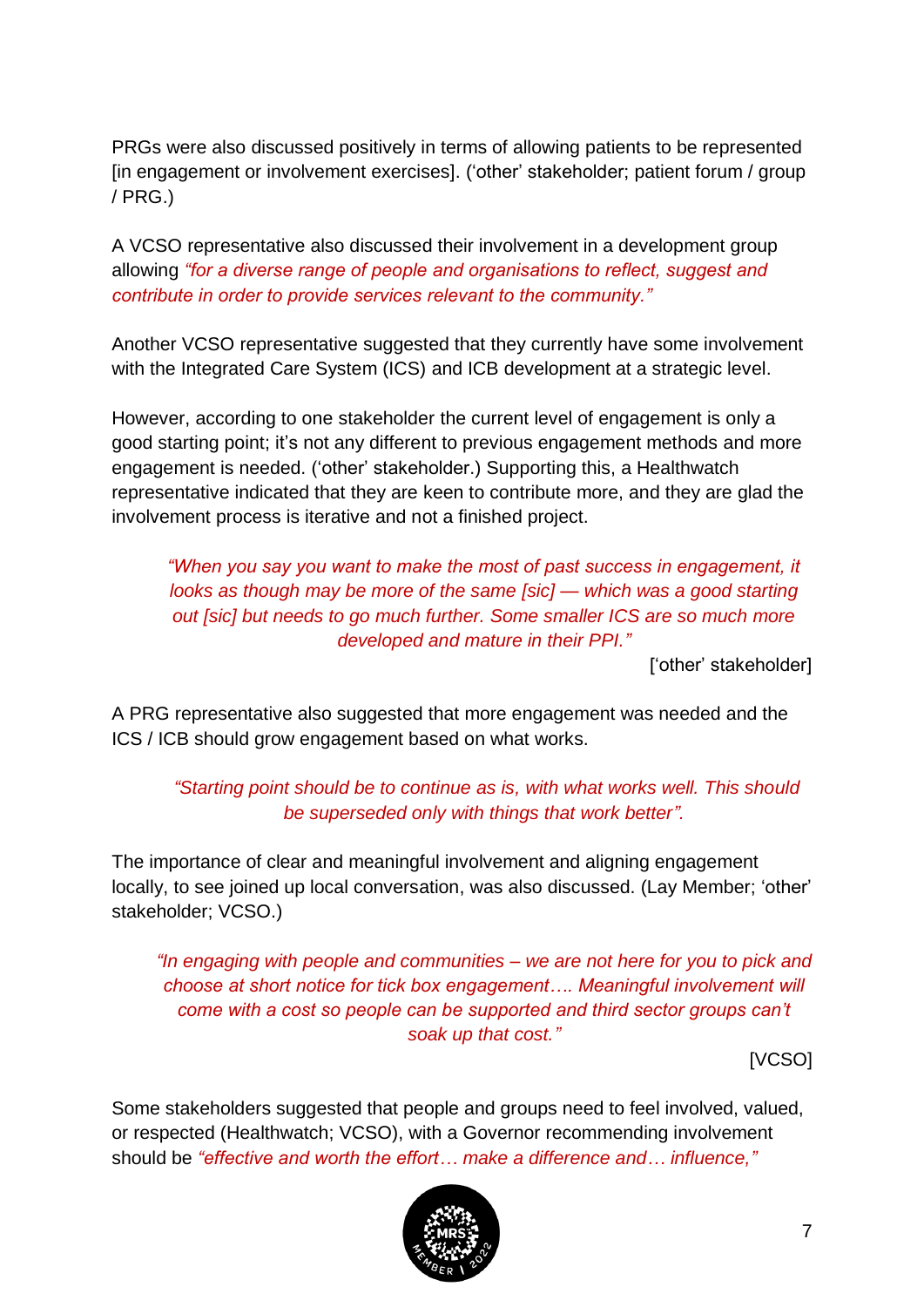PRGs were also discussed positively in terms of allowing patients to be represented [in engagement or involvement exercises]. ('other' stakeholder; patient forum / group / PRG.)

A VCSO representative also discussed their involvement in a development group allowing *"for a diverse range of people and organisations to reflect, suggest and contribute in order to provide services relevant to the community."*

Another VCSO representative suggested that they currently have some involvement with the Integrated Care System (ICS) and ICB development at a strategic level.

However, according to one stakeholder the current level of engagement is only a good starting point; it's not any different to previous engagement methods and more engagement is needed. ('other' stakeholder.) Supporting this, a Healthwatch representative indicated that they are keen to contribute more, and they are glad the involvement process is iterative and not a finished project.

> *"When you say you want to make the most of past success in engagement, it looks as though may be more of the same [sic] — which was a good starting out [sic] but needs to go much further. Some smaller ICS are so much more developed and mature in their PPI."*
>
> ['other' stakeholder]

A PRG representative also suggested that more engagement was needed and the ICS / ICB should grow engagement based on what works.

> *"Starting point should be to continue as is, with what works well. This should be superseded only with things that work better".*

The importance of clear and meaningful involvement and aligning engagement locally, to see joined up local conversation, was also discussed. (Lay Member; 'other' stakeholder; VCSO.)

> *"In engaging with people and communities – we are not here for you to pick and choose at short notice for tick box engagement…. Meaningful involvement will come with a cost so people can be supported and third sector groups can't soak up that cost."*
>
> [VCSO]

Some stakeholders suggested that people and groups need to feel involved, valued, or respected (Healthwatch; VCSO), with a Governor recommending involvement should be *"effective and worth the effort… make a difference and… influence,"*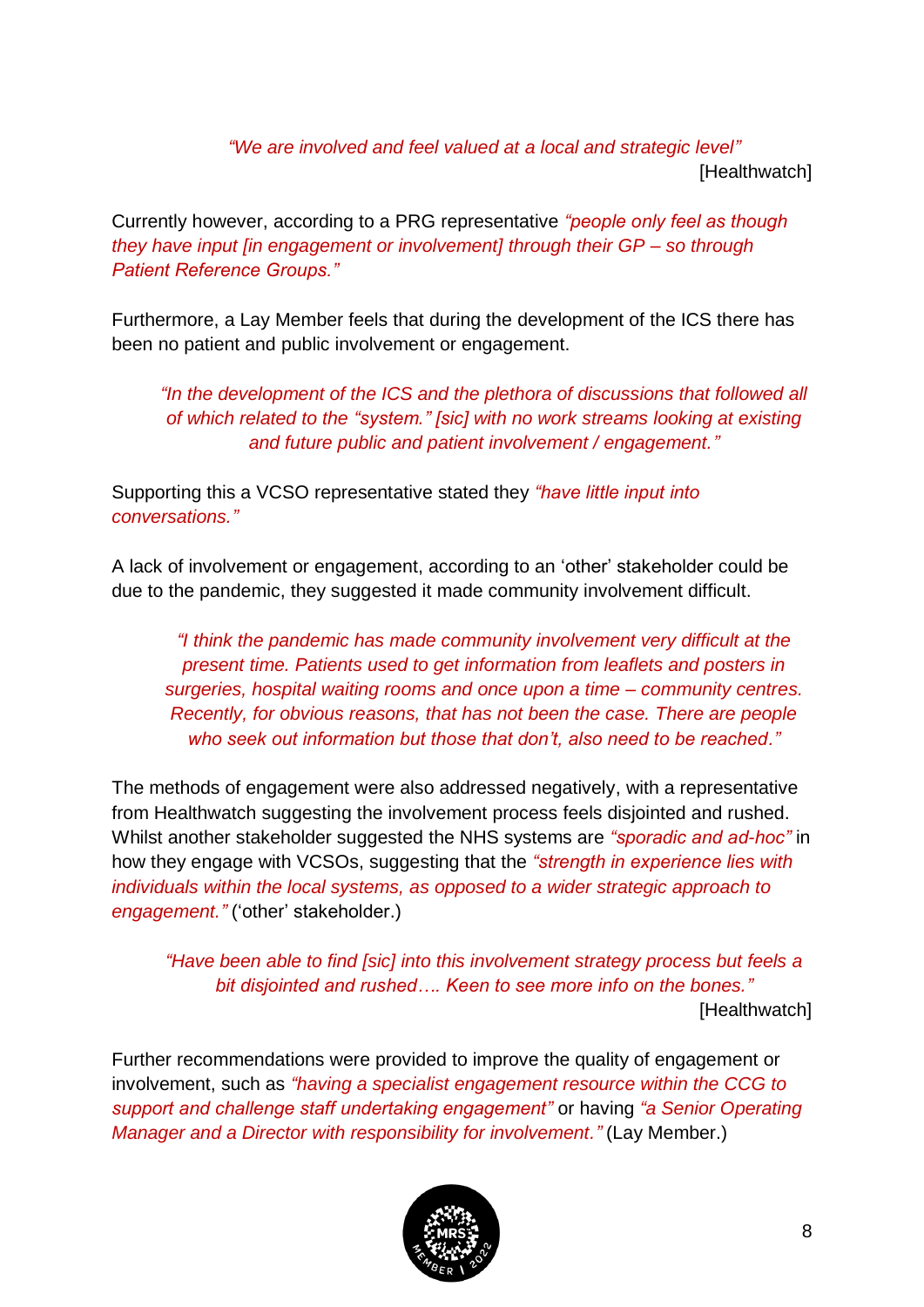*"We are involved and feel valued at a local and strategic level"*
[Healthwatch]

Currently however, according to a PRG representative *"people only feel as though they have input [in engagement or involvement] through their GP – so through Patient Reference Groups."*

Furthermore, a Lay Member feels that during the development of the ICS there has been no patient and public involvement or engagement.

> *"In the development of the ICS and the plethora of discussions that followed all of which related to the "system." [sic] with no work streams looking at existing and future public and patient involvement / engagement."*

Supporting this a VCSO representative stated they *"have little input into conversations."*

A lack of involvement or engagement, according to an 'other' stakeholder could be due to the pandemic, they suggested it made community involvement difficult.

> *"I think the pandemic has made community involvement very difficult at the present time. Patients used to get information from leaflets and posters in surgeries, hospital waiting rooms and once upon a time – community centres. Recently, for obvious reasons, that has not been the case. There are people who seek out information but those that don't, also need to be reached."*

The methods of engagement were also addressed negatively, with a representative from Healthwatch suggesting the involvement process feels disjointed and rushed. Whilst another stakeholder suggested the NHS systems are *"sporadic and ad-hoc"* in how they engage with VCSOs, suggesting that the *"strength in experience lies with individuals within the local systems, as opposed to a wider strategic approach to engagement."* ('other' stakeholder.)

> *"Have been able to find [sic] into this involvement strategy process but feels a bit disjointed and rushed…. Keen to see more info on the bones."*
> [Healthwatch]

Further recommendations were provided to improve the quality of engagement or involvement, such as *"having a specialist engagement resource within the CCG to support and challenge staff undertaking engagement"* or having *"a Senior Operating Manager and a Director with responsibility for involvement."* (Lay Member.)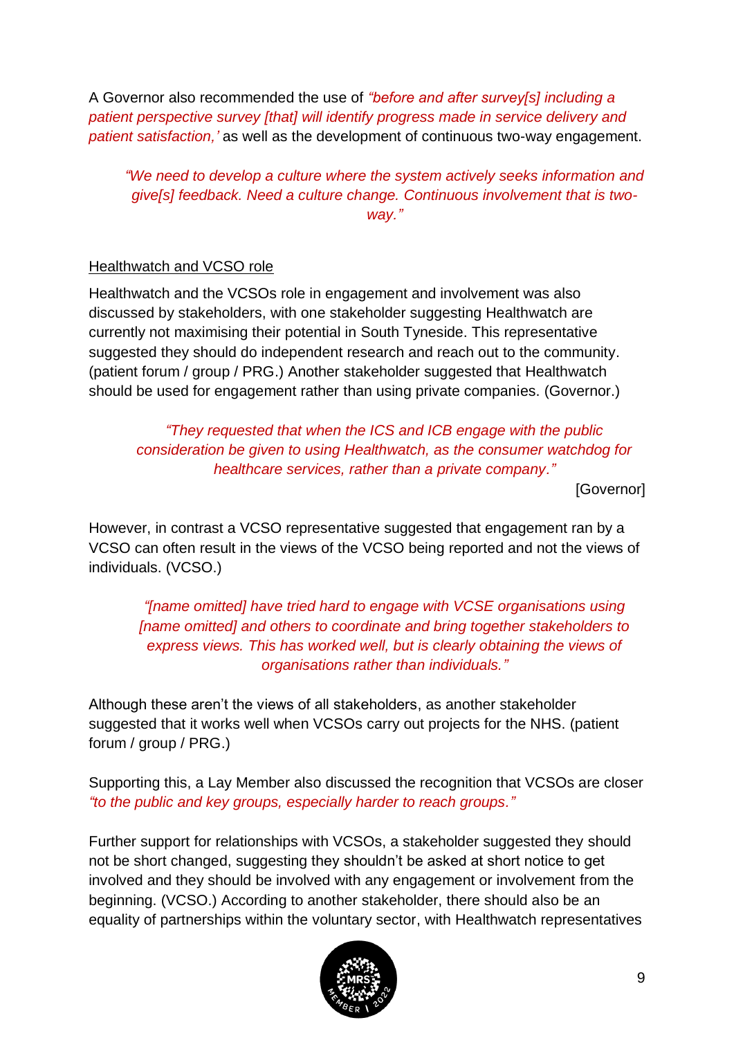A Governor also recommended the use of *"before and after survey[s] including a patient perspective survey [that] will identify progress made in service delivery and patient satisfaction,'* as well as the development of continuous two-way engagement.

> *"We need to develop a culture where the system actively seeks information and give[s] feedback. Need a culture change. Continuous involvement that is two-way."*

Healthwatch and VCSO role

Healthwatch and the VCSOs role in engagement and involvement was also discussed by stakeholders, with one stakeholder suggesting Healthwatch are currently not maximising their potential in South Tyneside. This representative suggested they should do independent research and reach out to the community. (patient forum / group / PRG.) Another stakeholder suggested that Healthwatch should be used for engagement rather than using private companies. (Governor.)

> *"They requested that when the ICS and ICB engage with the public consideration be given to using Healthwatch, as the consumer watchdog for healthcare services, rather than a private company."*
>
> [Governor]

However, in contrast a VCSO representative suggested that engagement ran by a VCSO can often result in the views of the VCSO being reported and not the views of individuals. (VCSO.)

> *"[name omitted] have tried hard to engage with VCSE organisations using [name omitted] and others to coordinate and bring together stakeholders to express views. This has worked well, but is clearly obtaining the views of organisations rather than individuals."*

Although these aren't the views of all stakeholders, as another stakeholder suggested that it works well when VCSOs carry out projects for the NHS. (patient forum / group / PRG.)

Supporting this, a Lay Member also discussed the recognition that VCSOs are closer *"to the public and key groups, especially harder to reach groups."*

Further support for relationships with VCSOs, a stakeholder suggested they should not be short changed, suggesting they shouldn't be asked at short notice to get involved and they should be involved with any engagement or involvement from the beginning. (VCSO.) According to another stakeholder, there should also be an equality of partnerships within the voluntary sector, with Healthwatch representatives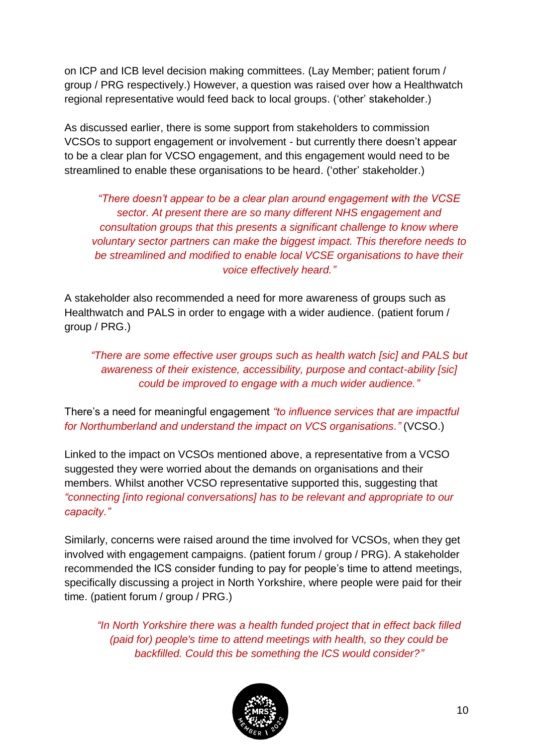on ICP and ICB level decision making committees. (Lay Member; patient forum / group / PRG respectively.) However, a question was raised over how a Healthwatch regional representative would feed back to local groups. ('other' stakeholder.)

As discussed earlier, there is some support from stakeholders to commission VCSOs to support engagement or involvement - but currently there doesn't appear to be a clear plan for VCSO engagement, and this engagement would need to be streamlined to enable these organisations to be heard. ('other' stakeholder.)

> *"There doesn't appear to be a clear plan around engagement with the VCSE sector. At present there are so many different NHS engagement and consultation groups that this presents a significant challenge to know where voluntary sector partners can make the biggest impact. This therefore needs to be streamlined and modified to enable local VCSE organisations to have their voice effectively heard."*

A stakeholder also recommended a need for more awareness of groups such as Healthwatch and PALS in order to engage with a wider audience. (patient forum / group / PRG.)

> *"There are some effective user groups such as health watch [sic] and PALS but awareness of their existence, accessibility, purpose and contact-ability [sic] could be improved to engage with a much wider audience."*

There's a need for meaningful engagement *"to influence services that are impactful for Northumberland and understand the impact on VCS organisations."* (VCSO.)

Linked to the impact on VCSOs mentioned above, a representative from a VCSO suggested they were worried about the demands on organisations and their members. Whilst another VCSO representative supported this, suggesting that *"connecting [into regional conversations] has to be relevant and appropriate to our capacity."*

Similarly, concerns were raised around the time involved for VCSOs, when they get involved with engagement campaigns. (patient forum / group / PRG). A stakeholder recommended the ICS consider funding to pay for people's time to attend meetings, specifically discussing a project in North Yorkshire, where people were paid for their time. (patient forum / group / PRG.)

> *"In North Yorkshire there was a health funded project that in effect back filled (paid for) people's time to attend meetings with health, so they could be backfilled. Could this be something the ICS would consider?"*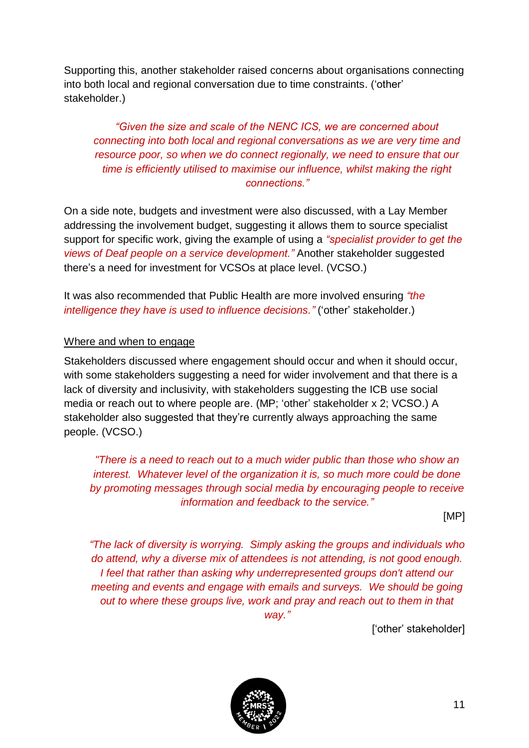Supporting this, another stakeholder raised concerns about organisations connecting into both local and regional conversation due to time constraints. ('other' stakeholder.)

> *"Given the size and scale of the NENC ICS, we are concerned about connecting into both local and regional conversations as we are very time and resource poor, so when we do connect regionally, we need to ensure that our time is efficiently utilised to maximise our influence, whilst making the right connections."*

On a side note, budgets and investment were also discussed, with a Lay Member addressing the involvement budget, suggesting it allows them to source specialist support for specific work, giving the example of using a *"specialist provider to get the views of Deaf people on a service development."* Another stakeholder suggested there's a need for investment for VCSOs at place level. (VCSO.)

It was also recommended that Public Health are more involved ensuring *"the intelligence they have is used to influence decisions."* ('other' stakeholder.)

Where and when to engage

Stakeholders discussed where engagement should occur and when it should occur, with some stakeholders suggesting a need for wider involvement and that there is a lack of diversity and inclusivity, with stakeholders suggesting the ICB use social media or reach out to where people are. (MP; 'other' stakeholder x 2; VCSO.) A stakeholder also suggested that they're currently always approaching the same people. (VCSO.)

> *"There is a need to reach out to a much wider public than those who show an interest. Whatever level of the organization it is, so much more could be done by promoting messages through social media by encouraging people to receive information and feedback to the service."*
>
> [MP]

> *"The lack of diversity is worrying. Simply asking the groups and individuals who do attend, why a diverse mix of attendees is not attending, is not good enough. I feel that rather than asking why underrepresented groups don't attend our meeting and events and engage with emails and surveys. We should be going out to where these groups live, work and pray and reach out to them in that way."*
>
> ['other' stakeholder]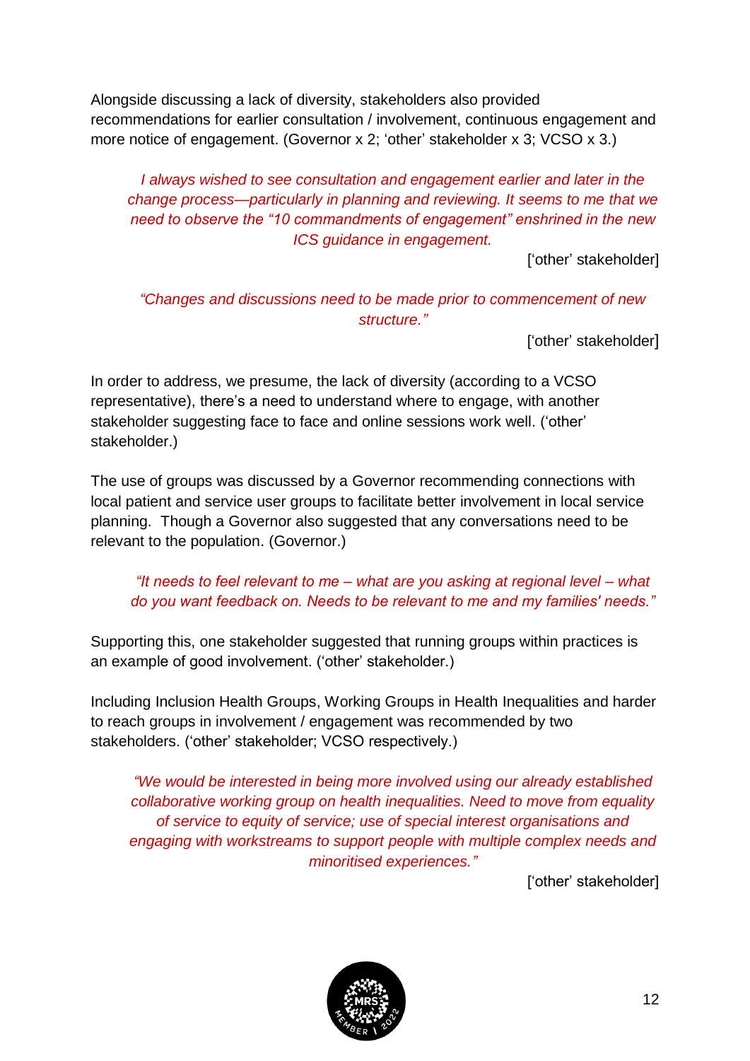Alongside discussing a lack of diversity, stakeholders also provided recommendations for earlier consultation / involvement, continuous engagement and more notice of engagement. (Governor x 2; 'other' stakeholder x 3; VCSO x 3.)

> *I always wished to see consultation and engagement earlier and later in the change process—particularly in planning and reviewing. It seems to me that we need to observe the "10 commandments of engagement" enshrined in the new ICS guidance in engagement.*
>
> ['other' stakeholder]

> *"Changes and discussions need to be made prior to commencement of new structure."*
>
> ['other' stakeholder]

In order to address, we presume, the lack of diversity (according to a VCSO representative), there's a need to understand where to engage, with another stakeholder suggesting face to face and online sessions work well. ('other' stakeholder.)

The use of groups was discussed by a Governor recommending connections with local patient and service user groups to facilitate better involvement in local service planning. Though a Governor also suggested that any conversations need to be relevant to the population. (Governor.)

> *"It needs to feel relevant to me – what are you asking at regional level – what do you want feedback on. Needs to be relevant to me and my families' needs."*

Supporting this, one stakeholder suggested that running groups within practices is an example of good involvement. ('other' stakeholder.)

Including Inclusion Health Groups, Working Groups in Health Inequalities and harder to reach groups in involvement / engagement was recommended by two stakeholders. ('other' stakeholder; VCSO respectively.)

> *"We would be interested in being more involved using our already established collaborative working group on health inequalities. Need to move from equality of service to equity of service; use of special interest organisations and engaging with workstreams to support people with multiple complex needs and minoritised experiences."*
>
> ['other' stakeholder]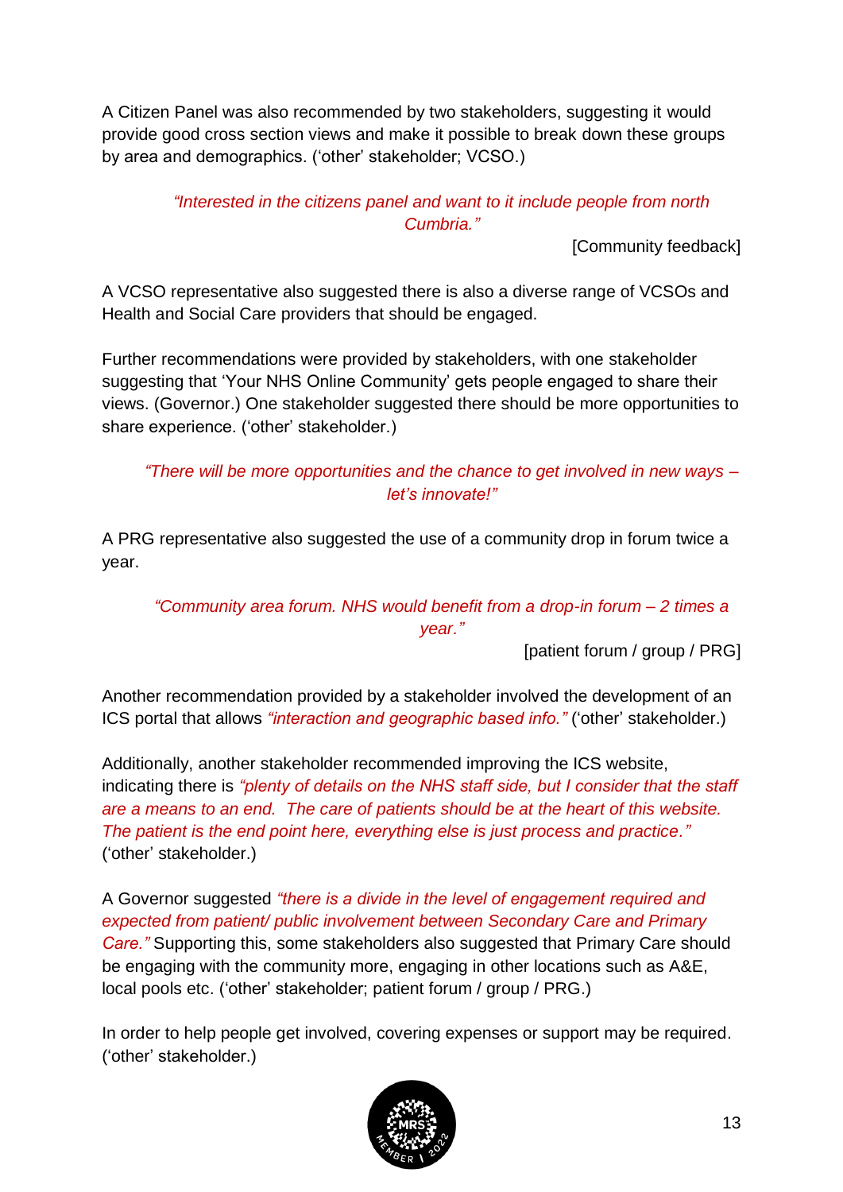A Citizen Panel was also recommended by two stakeholders, suggesting it would provide good cross section views and make it possible to break down these groups by area and demographics. ('other' stakeholder; VCSO.)

> *"Interested in the citizens panel and want to it include people from north Cumbria."*
>
> [Community feedback]

A VCSO representative also suggested there is also a diverse range of VCSOs and Health and Social Care providers that should be engaged.

Further recommendations were provided by stakeholders, with one stakeholder suggesting that 'Your NHS Online Community' gets people engaged to share their views. (Governor.) One stakeholder suggested there should be more opportunities to share experience. ('other' stakeholder.)

> *"There will be more opportunities and the chance to get involved in new ways – let's innovate!"*

A PRG representative also suggested the use of a community drop in forum twice a year.

> *"Community area forum. NHS would benefit from a drop-in forum – 2 times a year."*
>
> [patient forum / group / PRG]

Another recommendation provided by a stakeholder involved the development of an ICS portal that allows *"interaction and geographic based info."* ('other' stakeholder.)

Additionally, another stakeholder recommended improving the ICS website, indicating there is *"plenty of details on the NHS staff side, but I consider that the staff are a means to an end. The care of patients should be at the heart of this website. The patient is the end point here, everything else is just process and practice."* ('other' stakeholder.)

A Governor suggested *"there is a divide in the level of engagement required and expected from patient/ public involvement between Secondary Care and Primary Care."* Supporting this, some stakeholders also suggested that Primary Care should be engaging with the community more, engaging in other locations such as A&E, local pools etc. ('other' stakeholder; patient forum / group / PRG.)

In order to help people get involved, covering expenses or support may be required. ('other' stakeholder.)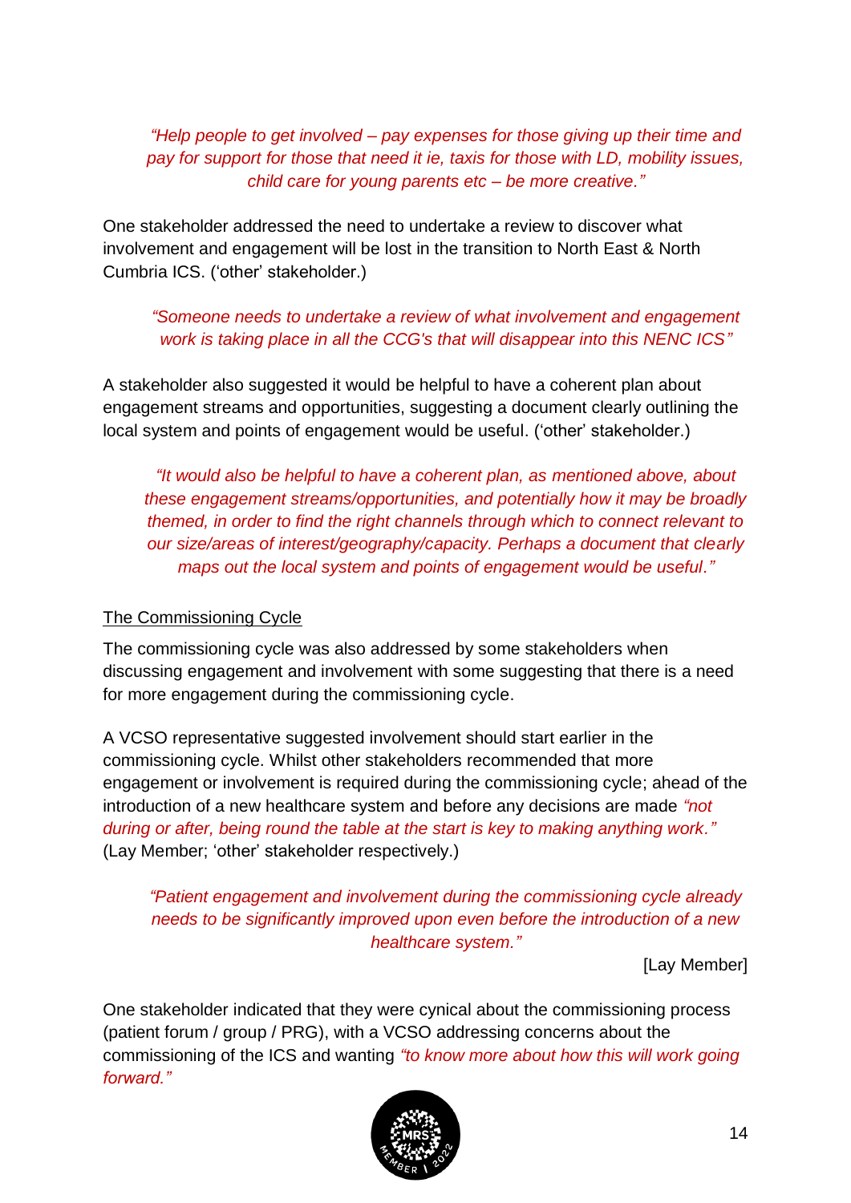*"Help people to get involved – pay expenses for those giving up their time and pay for support for those that need it ie, taxis for those with LD, mobility issues, child care for young parents etc – be more creative."*

One stakeholder addressed the need to undertake a review to discover what involvement and engagement will be lost in the transition to North East & North Cumbria ICS. ('other' stakeholder.)

*"Someone needs to undertake a review of what involvement and engagement work is taking place in all the CCG's that will disappear into this NENC ICS"*

A stakeholder also suggested it would be helpful to have a coherent plan about engagement streams and opportunities, suggesting a document clearly outlining the local system and points of engagement would be useful. ('other' stakeholder.)

*"It would also be helpful to have a coherent plan, as mentioned above, about these engagement streams/opportunities, and potentially how it may be broadly themed, in order to find the right channels through which to connect relevant to our size/areas of interest/geography/capacity. Perhaps a document that clearly maps out the local system and points of engagement would be useful."*

<u>The Commissioning Cycle</u>

The commissioning cycle was also addressed by some stakeholders when discussing engagement and involvement with some suggesting that there is a need for more engagement during the commissioning cycle.

A VCSO representative suggested involvement should start earlier in the commissioning cycle. Whilst other stakeholders recommended that more engagement or involvement is required during the commissioning cycle; ahead of the introduction of a new healthcare system and before any decisions are made *"not during or after, being round the table at the start is key to making anything work."* (Lay Member; 'other' stakeholder respectively.)

*"Patient engagement and involvement during the commissioning cycle already needs to be significantly improved upon even before the introduction of a new healthcare system."*

[Lay Member]

One stakeholder indicated that they were cynical about the commissioning process (patient forum / group / PRG), with a VCSO addressing concerns about the commissioning of the ICS and wanting *"to know more about how this will work going forward."*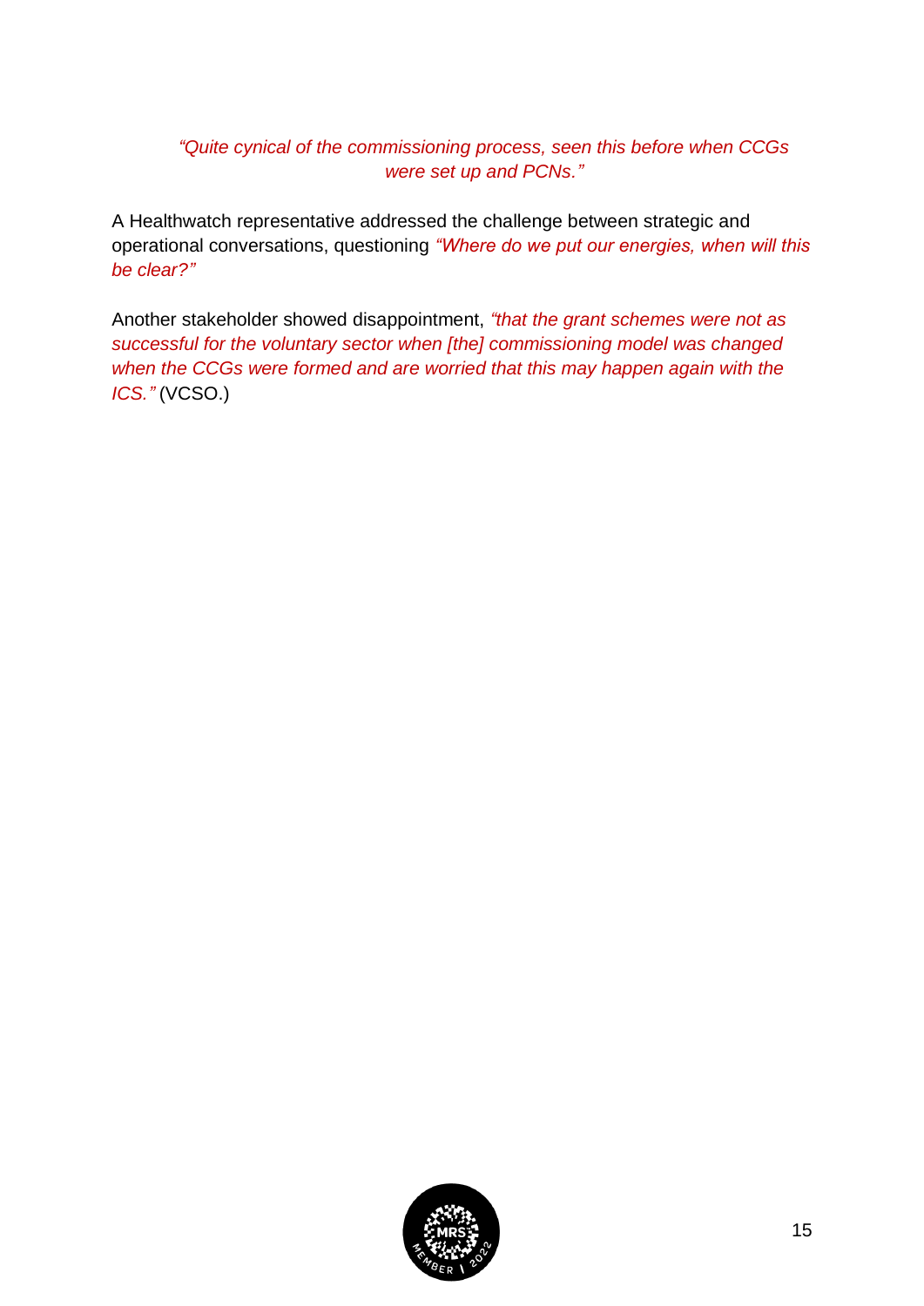*"Quite cynical of the commissioning process, seen this before when CCGs were set up and PCNs."*

A Healthwatch representative addressed the challenge between strategic and operational conversations, questioning *"Where do we put our energies, when will this be clear?"*

Another stakeholder showed disappointment, *"that the grant schemes were not as successful for the voluntary sector when [the] commissioning model was changed when the CCGs were formed and are worried that this may happen again with the ICS."* (VCSO.)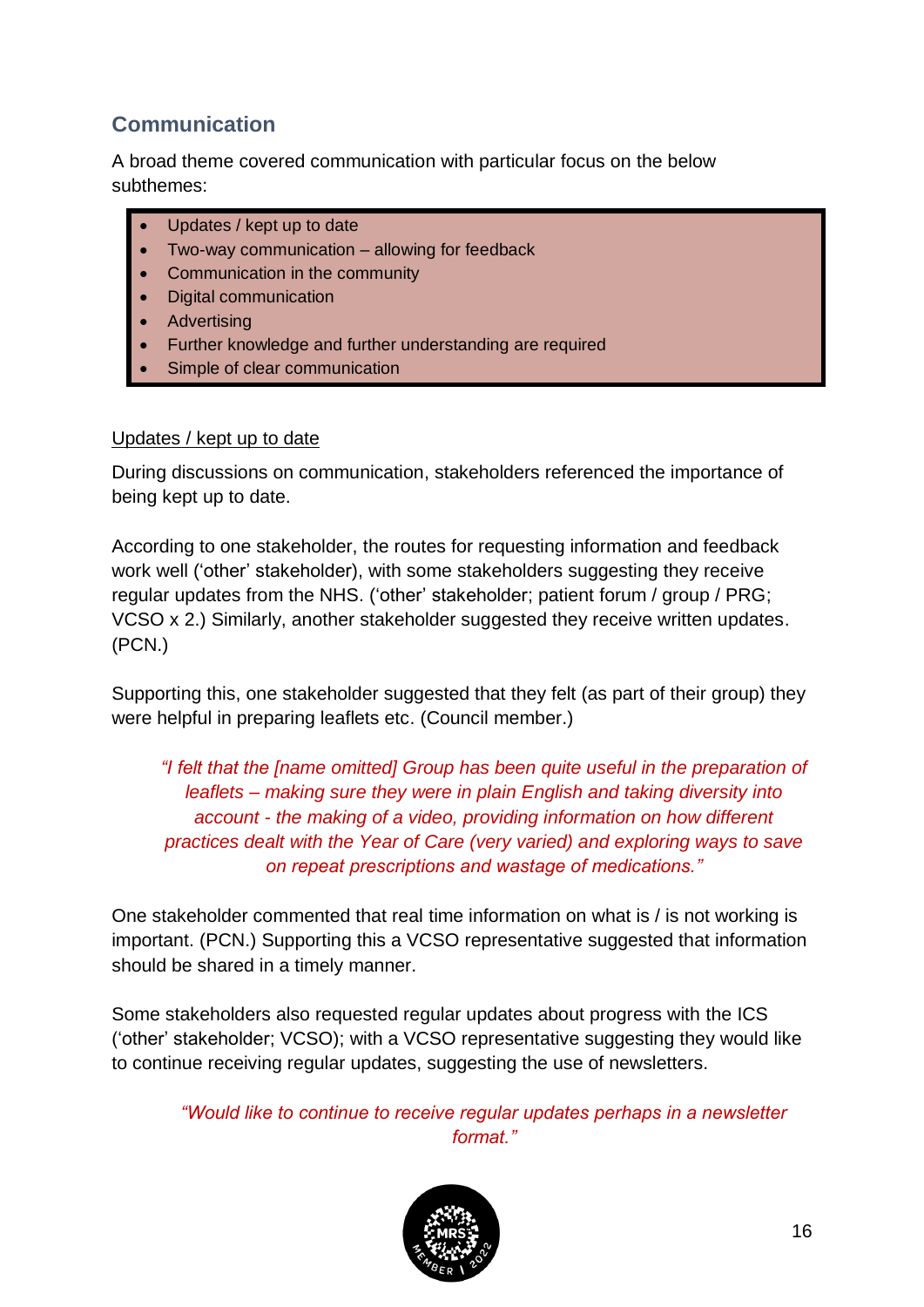## Communication

A broad theme covered communication with particular focus on the below subthemes:

- Updates / kept up to date
- Two-way communication – allowing for feedback
- Communication in the community
- Digital communication
- Advertising
- Further knowledge and further understanding are required
- Simple of clear communication

<u>Updates / kept up to date</u>

During discussions on communication, stakeholders referenced the importance of being kept up to date.

According to one stakeholder, the routes for requesting information and feedback work well ('other' stakeholder), with some stakeholders suggesting they receive regular updates from the NHS. ('other' stakeholder; patient forum / group / PRG; VCSO x 2.) Similarly, another stakeholder suggested they receive written updates. (PCN.)

Supporting this, one stakeholder suggested that they felt (as part of their group) they were helpful in preparing leaflets etc. (Council member.)

> *"I felt that the [name omitted] Group has been quite useful in the preparation of leaflets – making sure they were in plain English and taking diversity into account - the making of a video, providing information on how different practices dealt with the Year of Care (very varied) and exploring ways to save on repeat prescriptions and wastage of medications."*

One stakeholder commented that real time information on what is / is not working is important. (PCN.) Supporting this a VCSO representative suggested that information should be shared in a timely manner.

Some stakeholders also requested regular updates about progress with the ICS ('other' stakeholder; VCSO); with a VCSO representative suggesting they would like to continue receiving regular updates, suggesting the use of newsletters.

> *"Would like to continue to receive regular updates perhaps in a newsletter format."*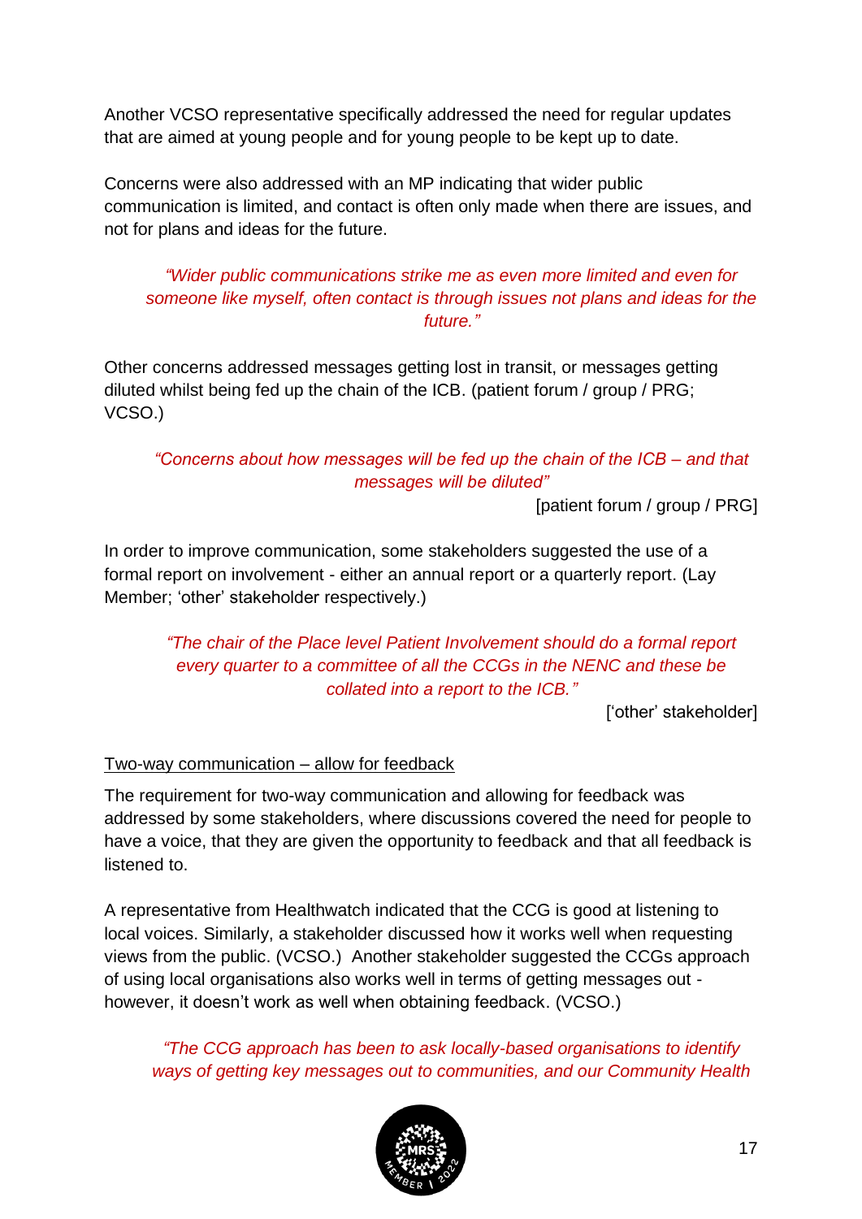Another VCSO representative specifically addressed the need for regular updates that are aimed at young people and for young people to be kept up to date.

Concerns were also addressed with an MP indicating that wider public communication is limited, and contact is often only made when there are issues, and not for plans and ideas for the future.

> *"Wider public communications strike me as even more limited and even for someone like myself, often contact is through issues not plans and ideas for the future."*

Other concerns addressed messages getting lost in transit, or messages getting diluted whilst being fed up the chain of the ICB. (patient forum / group / PRG; VCSO.)

> *"Concerns about how messages will be fed up the chain of the ICB – and that messages will be diluted"*
>
> [patient forum / group / PRG]

In order to improve communication, some stakeholders suggested the use of a formal report on involvement - either an annual report or a quarterly report. (Lay Member; 'other' stakeholder respectively.)

> *"The chair of the Place level Patient Involvement should do a formal report every quarter to a committee of all the CCGs in the NENC and these be collated into a report to the ICB."*
>
> ['other' stakeholder]

<u>Two-way communication – allow for feedback</u>

The requirement for two-way communication and allowing for feedback was addressed by some stakeholders, where discussions covered the need for people to have a voice, that they are given the opportunity to feedback and that all feedback is listened to.

A representative from Healthwatch indicated that the CCG is good at listening to local voices. Similarly, a stakeholder discussed how it works well when requesting views from the public. (VCSO.) Another stakeholder suggested the CCGs approach of using local organisations also works well in terms of getting messages out - however, it doesn't work as well when obtaining feedback. (VCSO.)

> *"The CCG approach has been to ask locally-based organisations to identify ways of getting key messages out to communities, and our Community Health*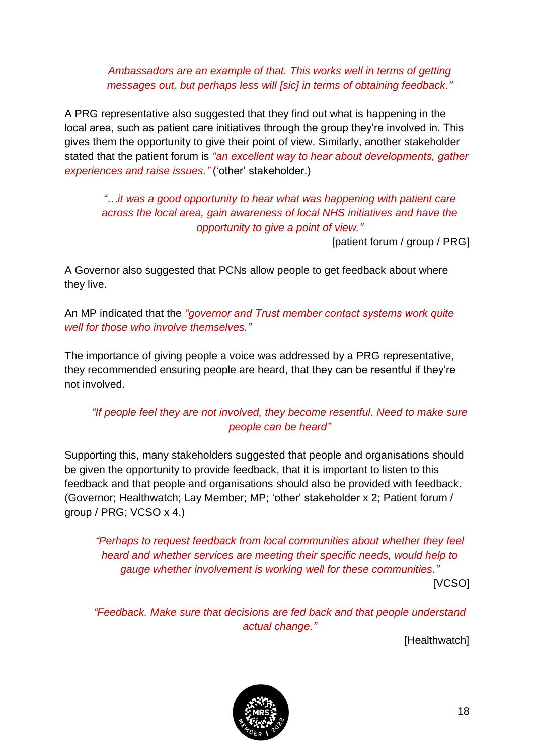*Ambassadors are an example of that. This works well in terms of getting messages out, but perhaps less will [sic] in terms of obtaining feedback."*

A PRG representative also suggested that they find out what is happening in the local area, such as patient care initiatives through the group they're involved in. This gives them the opportunity to give their point of view. Similarly, another stakeholder stated that the patient forum is *"an excellent way to hear about developments, gather experiences and raise issues."* ('other' stakeholder.)

> *"…it was a good opportunity to hear what was happening with patient care across the local area, gain awareness of local NHS initiatives and have the opportunity to give a point of view."*
>
> [patient forum / group / PRG]

A Governor also suggested that PCNs allow people to get feedback about where they live.

An MP indicated that the *"governor and Trust member contact systems work quite well for those who involve themselves."*

The importance of giving people a voice was addressed by a PRG representative, they recommended ensuring people are heard, that they can be resentful if they're not involved.

> *"If people feel they are not involved, they become resentful. Need to make sure people can be heard"*

Supporting this, many stakeholders suggested that people and organisations should be given the opportunity to provide feedback, that it is important to listen to this feedback and that people and organisations should also be provided with feedback. (Governor; Healthwatch; Lay Member; MP; 'other' stakeholder x 2; Patient forum / group / PRG; VCSO x 4.)

> *"Perhaps to request feedback from local communities about whether they feel heard and whether services are meeting their specific needs, would help to gauge whether involvement is working well for these communities."*
>
> [VCSO]

> *"Feedback. Make sure that decisions are fed back and that people understand actual change."*
>
> [Healthwatch]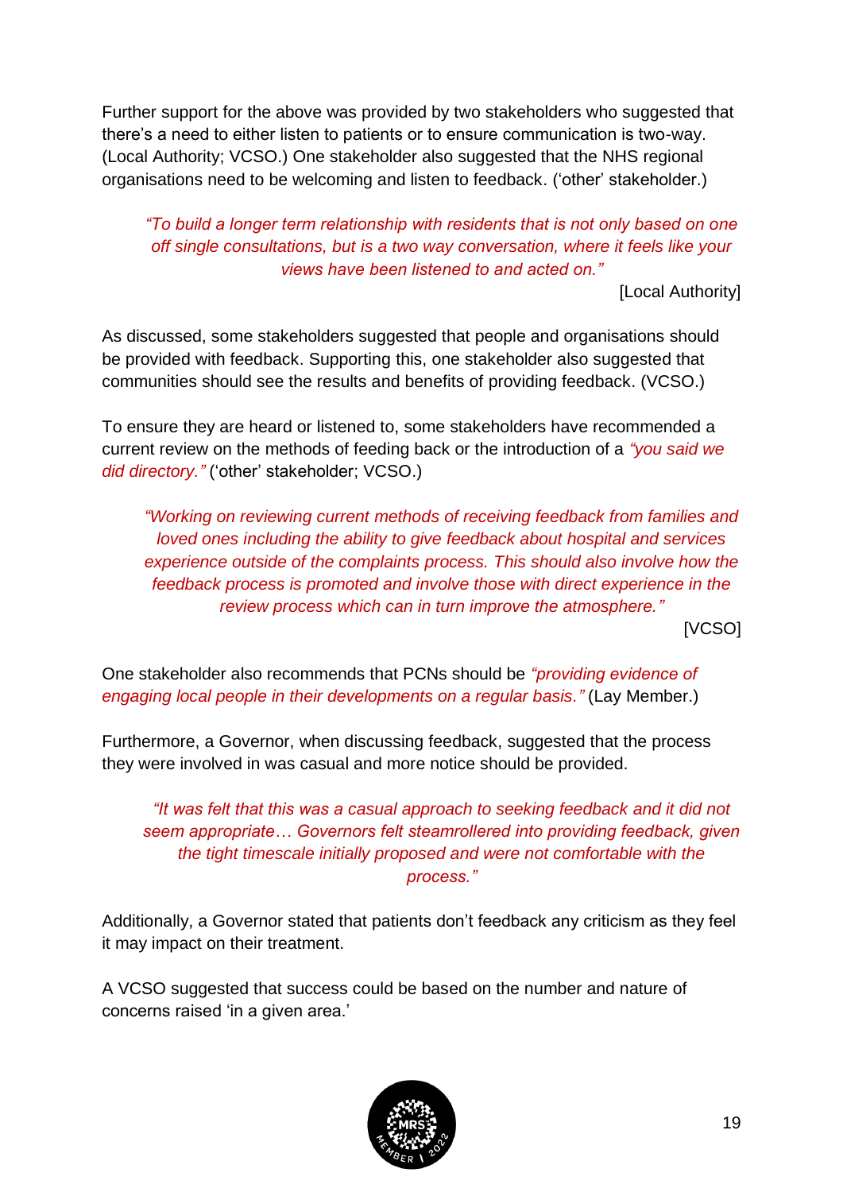Further support for the above was provided by two stakeholders who suggested that there's a need to either listen to patients or to ensure communication is two-way. (Local Authority; VCSO.) One stakeholder also suggested that the NHS regional organisations need to be welcoming and listen to feedback. ('other' stakeholder.)

> *"To build a longer term relationship with residents that is not only based on one off single consultations, but is a two way conversation, where it feels like your views have been listened to and acted on."*
>
> [Local Authority]

As discussed, some stakeholders suggested that people and organisations should be provided with feedback. Supporting this, one stakeholder also suggested that communities should see the results and benefits of providing feedback. (VCSO.)

To ensure they are heard or listened to, some stakeholders have recommended a current review on the methods of feeding back or the introduction of a *"you said we did directory."* ('other' stakeholder; VCSO.)

> *"Working on reviewing current methods of receiving feedback from families and loved ones including the ability to give feedback about hospital and services experience outside of the complaints process. This should also involve how the feedback process is promoted and involve those with direct experience in the review process which can in turn improve the atmosphere."*
>
> [VCSO]

One stakeholder also recommends that PCNs should be *"providing evidence of engaging local people in their developments on a regular basis."* (Lay Member.)

Furthermore, a Governor, when discussing feedback, suggested that the process they were involved in was casual and more notice should be provided.

> *"It was felt that this was a casual approach to seeking feedback and it did not seem appropriate… Governors felt steamrollered into providing feedback, given the tight timescale initially proposed and were not comfortable with the process."*

Additionally, a Governor stated that patients don't feedback any criticism as they feel it may impact on their treatment.

A VCSO suggested that success could be based on the number and nature of concerns raised 'in a given area.'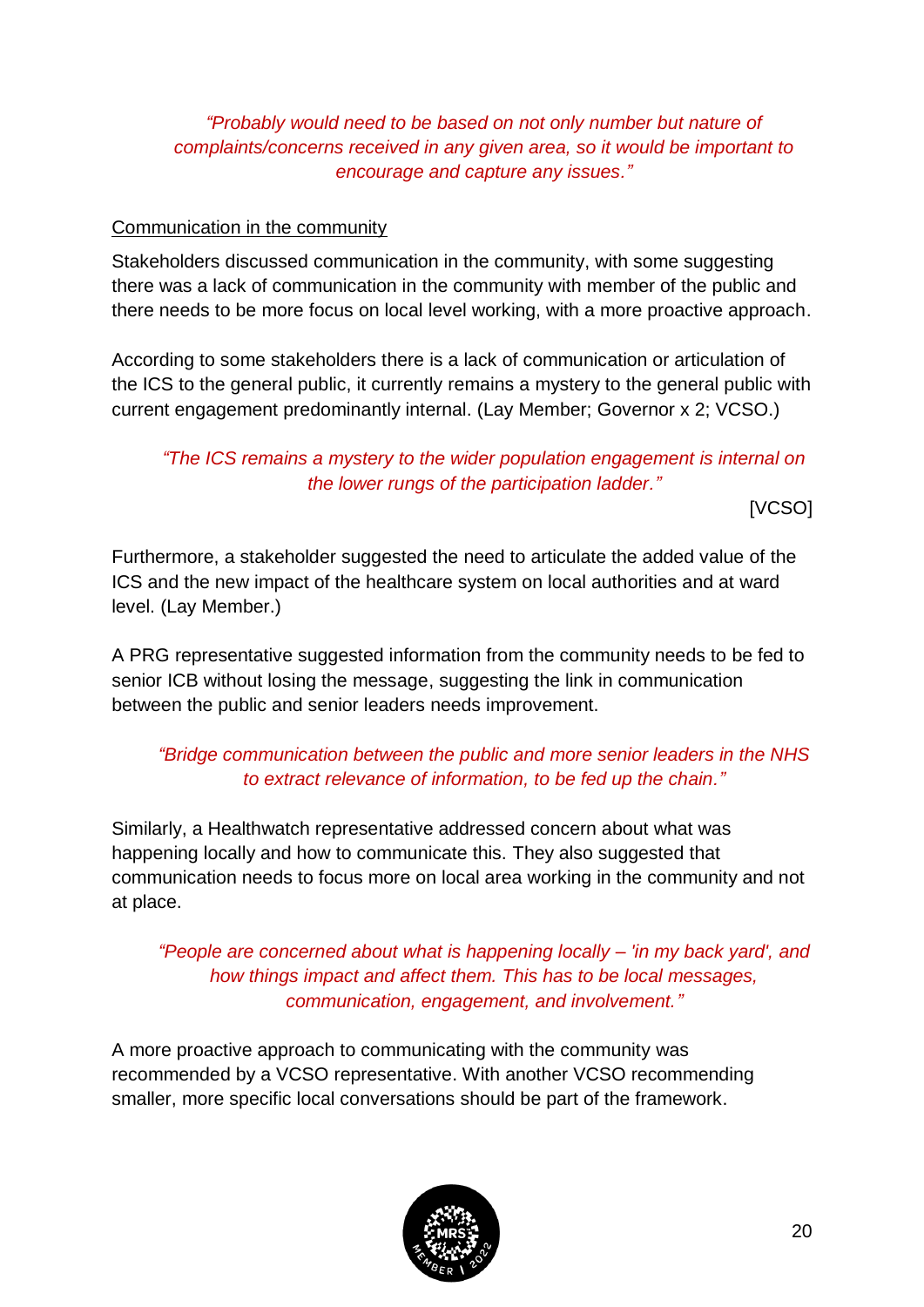*"Probably would need to be based on not only number but nature of complaints/concerns received in any given area, so it would be important to encourage and capture any issues."*

Communication in the community

Stakeholders discussed communication in the community, with some suggesting there was a lack of communication in the community with member of the public and there needs to be more focus on local level working, with a more proactive approach.

According to some stakeholders there is a lack of communication or articulation of the ICS to the general public, it currently remains a mystery to the general public with current engagement predominantly internal. (Lay Member; Governor x 2; VCSO.)

*"The ICS remains a mystery to the wider population engagement is internal on the lower rungs of the participation ladder."*

[VCSO]

Furthermore, a stakeholder suggested the need to articulate the added value of the ICS and the new impact of the healthcare system on local authorities and at ward level. (Lay Member.)

A PRG representative suggested information from the community needs to be fed to senior ICB without losing the message, suggesting the link in communication between the public and senior leaders needs improvement.

*"Bridge communication between the public and more senior leaders in the NHS to extract relevance of information, to be fed up the chain."*

Similarly, a Healthwatch representative addressed concern about what was happening locally and how to communicate this. They also suggested that communication needs to focus more on local area working in the community and not at place.

*"People are concerned about what is happening locally – 'in my back yard', and how things impact and affect them. This has to be local messages, communication, engagement, and involvement."*

A more proactive approach to communicating with the community was recommended by a VCSO representative. With another VCSO recommending smaller, more specific local conversations should be part of the framework.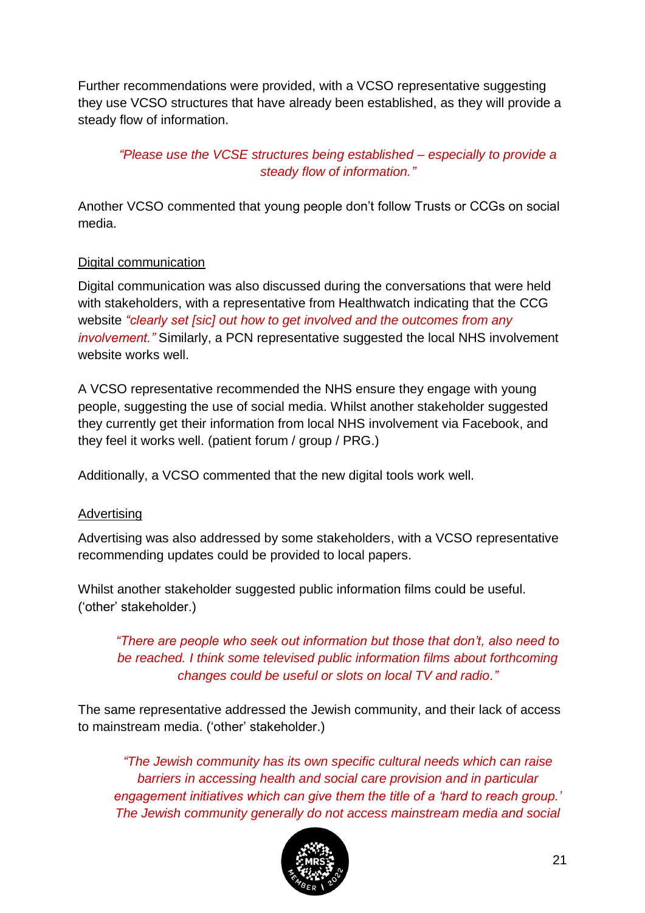Further recommendations were provided, with a VCSO representative suggesting they use VCSO structures that have already been established, as they will provide a steady flow of information.

> *"Please use the VCSE structures being established – especially to provide a steady flow of information."*

Another VCSO commented that young people don't follow Trusts or CCGs on social media.

<u>Digital communication</u>

Digital communication was also discussed during the conversations that were held with stakeholders, with a representative from Healthwatch indicating that the CCG website *"clearly set [sic] out how to get involved and the outcomes from any involvement."* Similarly, a PCN representative suggested the local NHS involvement website works well.

A VCSO representative recommended the NHS ensure they engage with young people, suggesting the use of social media. Whilst another stakeholder suggested they currently get their information from local NHS involvement via Facebook, and they feel it works well. (patient forum / group / PRG.)

Additionally, a VCSO commented that the new digital tools work well.

<u>Advertising</u>

Advertising was also addressed by some stakeholders, with a VCSO representative recommending updates could be provided to local papers.

Whilst another stakeholder suggested public information films could be useful. ('other' stakeholder.)

> *"There are people who seek out information but those that don't, also need to be reached. I think some televised public information films about forthcoming changes could be useful or slots on local TV and radio."*

The same representative addressed the Jewish community, and their lack of access to mainstream media. ('other' stakeholder.)

> *"The Jewish community has its own specific cultural needs which can raise barriers in accessing health and social care provision and in particular engagement initiatives which can give them the title of a 'hard to reach group.' The Jewish community generally do not access mainstream media and social*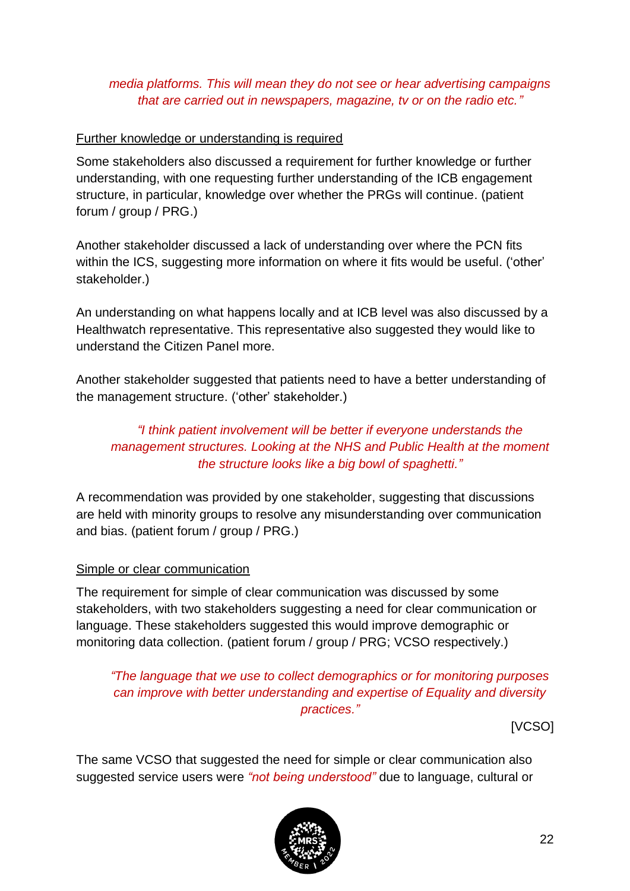*media platforms. This will mean they do not see or hear advertising campaigns that are carried out in newspapers, magazine, tv or on the radio etc."*

Further knowledge or understanding is required

Some stakeholders also discussed a requirement for further knowledge or further understanding, with one requesting further understanding of the ICB engagement structure, in particular, knowledge over whether the PRGs will continue. (patient forum / group / PRG.)

Another stakeholder discussed a lack of understanding over where the PCN fits within the ICS, suggesting more information on where it fits would be useful. ('other' stakeholder.)

An understanding on what happens locally and at ICB level was also discussed by a Healthwatch representative. This representative also suggested they would like to understand the Citizen Panel more.

Another stakeholder suggested that patients need to have a better understanding of the management structure. ('other' stakeholder.)

> *"I think patient involvement will be better if everyone understands the management structures. Looking at the NHS and Public Health at the moment the structure looks like a big bowl of spaghetti."*

A recommendation was provided by one stakeholder, suggesting that discussions are held with minority groups to resolve any misunderstanding over communication and bias. (patient forum / group / PRG.)

Simple or clear communication

The requirement for simple of clear communication was discussed by some stakeholders, with two stakeholders suggesting a need for clear communication or language. These stakeholders suggested this would improve demographic or monitoring data collection. (patient forum / group / PRG; VCSO respectively.)

> *"The language that we use to collect demographics or for monitoring purposes can improve with better understanding and expertise of Equality and diversity practices."*
>
> [VCSO]

The same VCSO that suggested the need for simple or clear communication also suggested service users were *"not being understood"* due to language, cultural or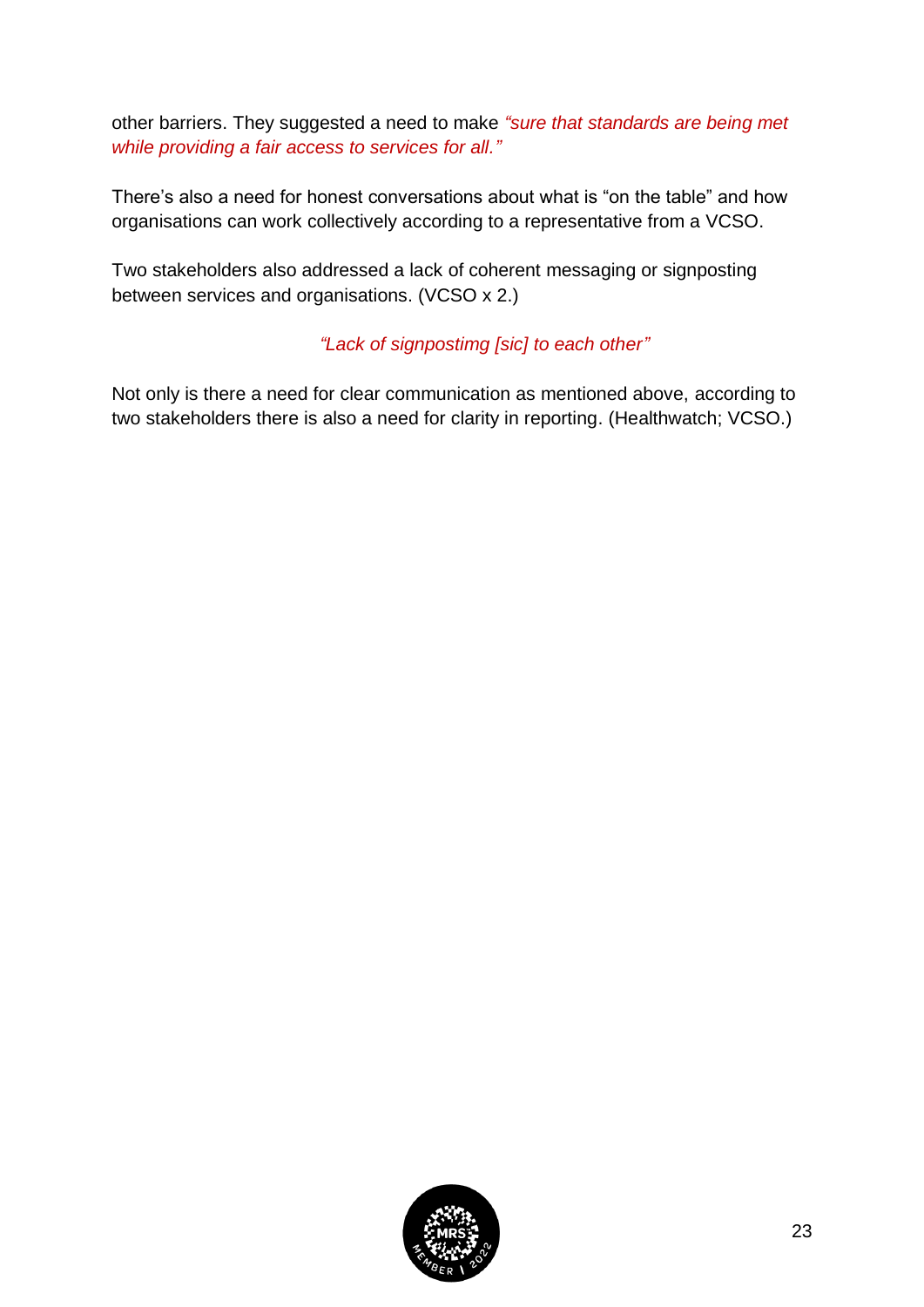other barriers. They suggested a need to make *"sure that standards are being met while providing a fair access to services for all."*

There's also a need for honest conversations about what is "on the table" and how organisations can work collectively according to a representative from a VCSO.

Two stakeholders also addressed a lack of coherent messaging or signposting between services and organisations. (VCSO x 2.)

*"Lack of signpostimg [sic] to each other"*

Not only is there a need for clear communication as mentioned above, according to two stakeholders there is also a need for clarity in reporting. (Healthwatch; VCSO.)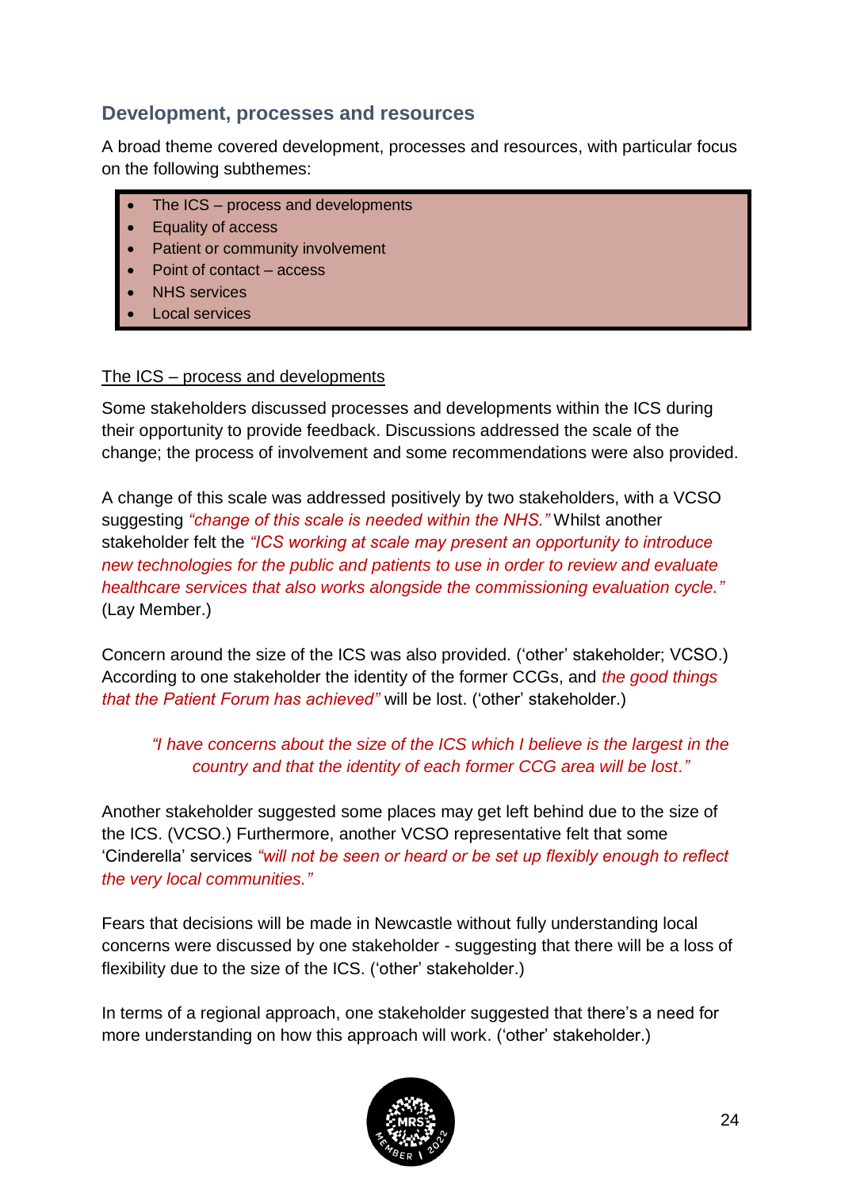## Development, processes and resources

A broad theme covered development, processes and resources, with particular focus on the following subthemes:

- The ICS – process and developments
- Equality of access
- Patient or community involvement
- Point of contact – access
- NHS services
- Local services

The ICS – process and developments

Some stakeholders discussed processes and developments within the ICS during their opportunity to provide feedback. Discussions addressed the scale of the change; the process of involvement and some recommendations were also provided.

A change of this scale was addressed positively by two stakeholders, with a VCSO suggesting *"change of this scale is needed within the NHS."* Whilst another stakeholder felt the *"ICS working at scale may present an opportunity to introduce new technologies for the public and patients to use in order to review and evaluate healthcare services that also works alongside the commissioning evaluation cycle."* (Lay Member.)

Concern around the size of the ICS was also provided. ('other' stakeholder; VCSO.) According to one stakeholder the identity of the former CCGs, and *the good things that the Patient Forum has achieved"* will be lost. ('other' stakeholder.)

> *"I have concerns about the size of the ICS which I believe is the largest in the country and that the identity of each former CCG area will be lost."*

Another stakeholder suggested some places may get left behind due to the size of the ICS. (VCSO.) Furthermore, another VCSO representative felt that some 'Cinderella' services *"will not be seen or heard or be set up flexibly enough to reflect the very local communities."*

Fears that decisions will be made in Newcastle without fully understanding local concerns were discussed by one stakeholder - suggesting that there will be a loss of flexibility due to the size of the ICS. ('other' stakeholder.)

In terms of a regional approach, one stakeholder suggested that there's a need for more understanding on how this approach will work. ('other' stakeholder.)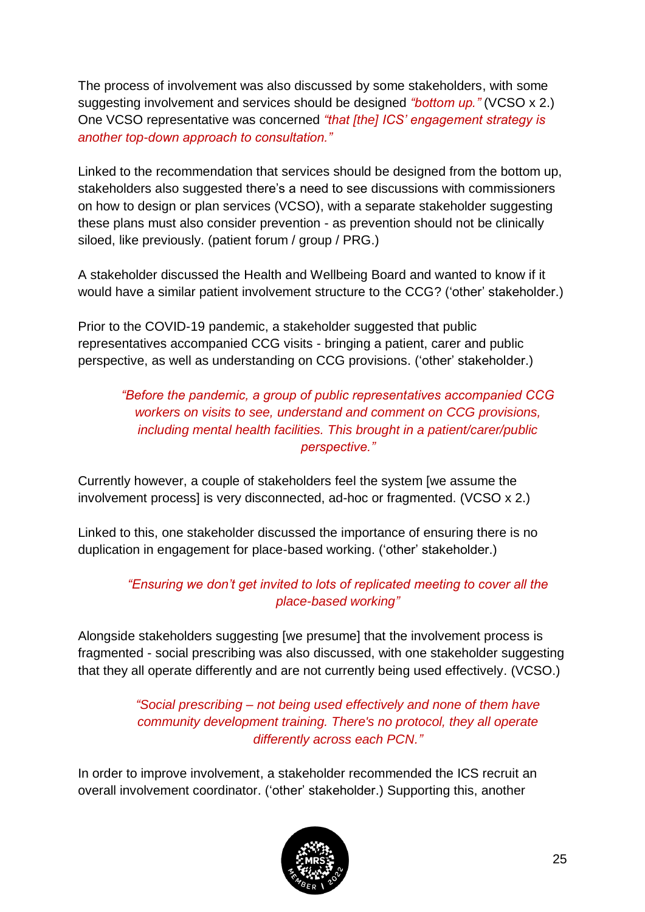The process of involvement was also discussed by some stakeholders, with some suggesting involvement and services should be designed *"bottom up."* (VCSO x 2.) One VCSO representative was concerned *"that [the] ICS' engagement strategy is another top-down approach to consultation."*

Linked to the recommendation that services should be designed from the bottom up, stakeholders also suggested there's a need to see discussions with commissioners on how to design or plan services (VCSO), with a separate stakeholder suggesting these plans must also consider prevention - as prevention should not be clinically siloed, like previously. (patient forum / group / PRG.)

A stakeholder discussed the Health and Wellbeing Board and wanted to know if it would have a similar patient involvement structure to the CCG? ('other' stakeholder.)

Prior to the COVID-19 pandemic, a stakeholder suggested that public representatives accompanied CCG visits - bringing a patient, carer and public perspective, as well as understanding on CCG provisions. ('other' stakeholder.)

> *"Before the pandemic, a group of public representatives accompanied CCG workers on visits to see, understand and comment on CCG provisions, including mental health facilities. This brought in a patient/carer/public perspective."*

Currently however, a couple of stakeholders feel the system [we assume the involvement process] is very disconnected, ad-hoc or fragmented. (VCSO x 2.)

Linked to this, one stakeholder discussed the importance of ensuring there is no duplication in engagement for place-based working. ('other' stakeholder.)

> *"Ensuring we don't get invited to lots of replicated meeting to cover all the place-based working"*

Alongside stakeholders suggesting [we presume] that the involvement process is fragmented - social prescribing was also discussed, with one stakeholder suggesting that they all operate differently and are not currently being used effectively. (VCSO.)

> *"Social prescribing – not being used effectively and none of them have community development training. There's no protocol, they all operate differently across each PCN."*

In order to improve involvement, a stakeholder recommended the ICS recruit an overall involvement coordinator. ('other' stakeholder.) Supporting this, another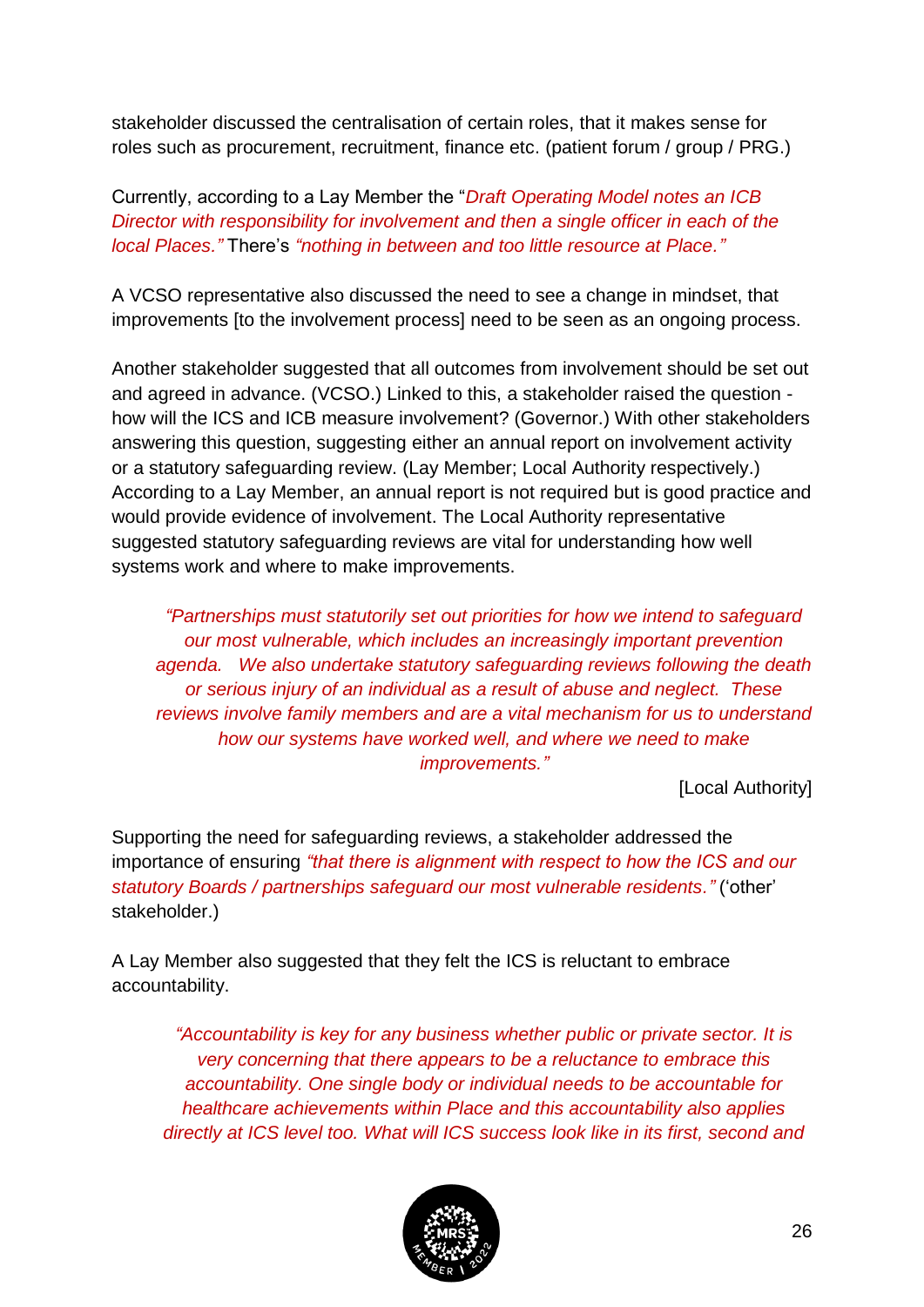stakeholder discussed the centralisation of certain roles, that it makes sense for roles such as procurement, recruitment, finance etc. (patient forum / group / PRG.)

Currently, according to a Lay Member the "*Draft Operating Model notes an ICB Director with responsibility for involvement and then a single officer in each of the local Places."* There's *"nothing in between and too little resource at Place."*

A VCSO representative also discussed the need to see a change in mindset, that improvements [to the involvement process] need to be seen as an ongoing process.

Another stakeholder suggested that all outcomes from involvement should be set out and agreed in advance. (VCSO.) Linked to this, a stakeholder raised the question - how will the ICS and ICB measure involvement? (Governor.) With other stakeholders answering this question, suggesting either an annual report on involvement activity or a statutory safeguarding review. (Lay Member; Local Authority respectively.) According to a Lay Member, an annual report is not required but is good practice and would provide evidence of involvement. The Local Authority representative suggested statutory safeguarding reviews are vital for understanding how well systems work and where to make improvements.

> *"Partnerships must statutorily set out priorities for how we intend to safeguard our most vulnerable, which includes an increasingly important prevention agenda. We also undertake statutory safeguarding reviews following the death or serious injury of an individual as a result of abuse and neglect. These reviews involve family members and are a vital mechanism for us to understand how our systems have worked well, and where we need to make improvements."*
>
> [Local Authority]

Supporting the need for safeguarding reviews, a stakeholder addressed the importance of ensuring *"that there is alignment with respect to how the ICS and our statutory Boards / partnerships safeguard our most vulnerable residents."* ('other' stakeholder.)

A Lay Member also suggested that they felt the ICS is reluctant to embrace accountability.

> *"Accountability is key for any business whether public or private sector. It is very concerning that there appears to be a reluctance to embrace this accountability. One single body or individual needs to be accountable for healthcare achievements within Place and this accountability also applies directly at ICS level too. What will ICS success look like in its first, second and*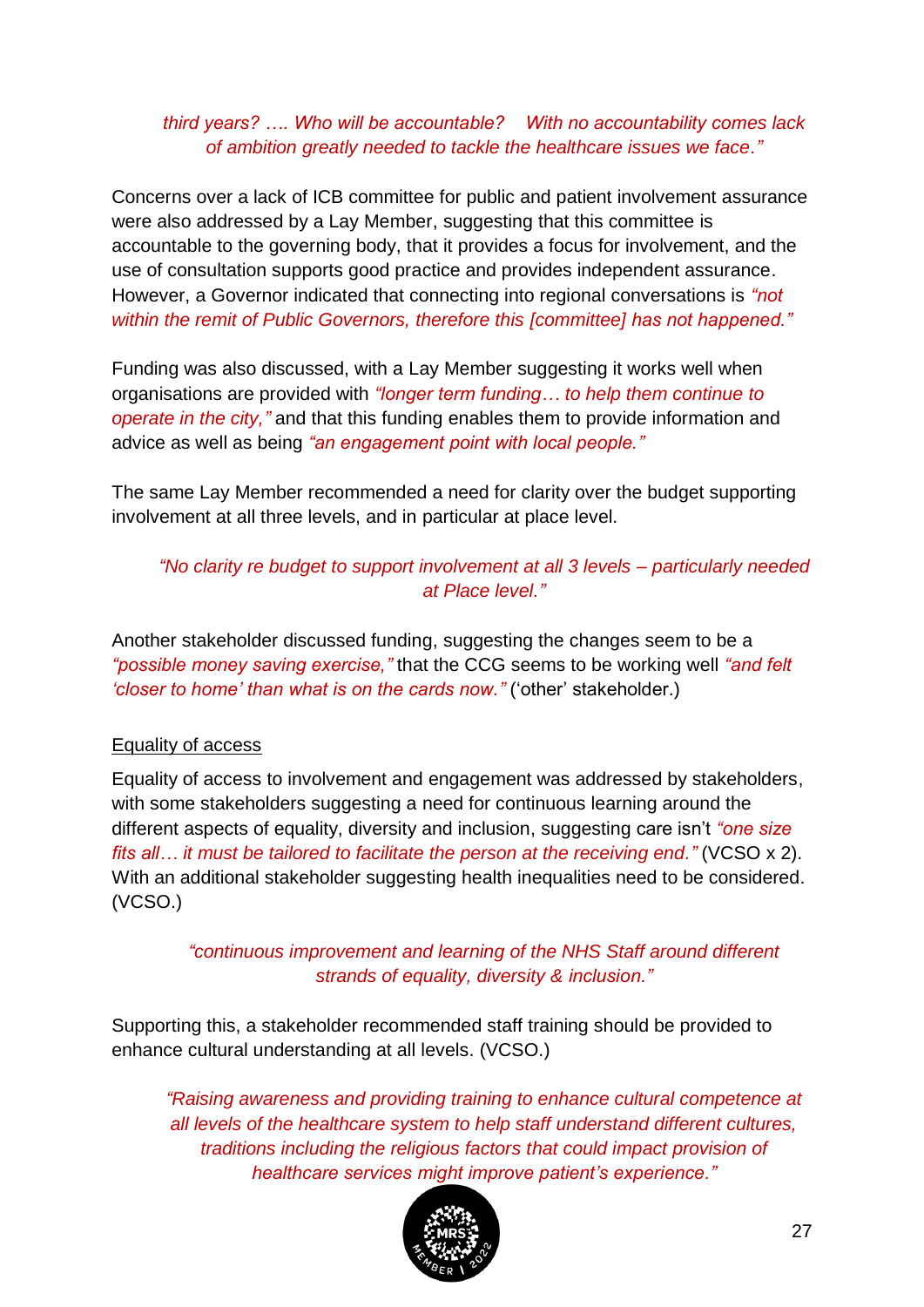*third years? …. Who will be accountable? With no accountability comes lack of ambition greatly needed to tackle the healthcare issues we face."*

Concerns over a lack of ICB committee for public and patient involvement assurance were also addressed by a Lay Member, suggesting that this committee is accountable to the governing body, that it provides a focus for involvement, and the use of consultation supports good practice and provides independent assurance. However, a Governor indicated that connecting into regional conversations is *"not within the remit of Public Governors, therefore this [committee] has not happened."*

Funding was also discussed, with a Lay Member suggesting it works well when organisations are provided with *"longer term funding… to help them continue to operate in the city,"* and that this funding enables them to provide information and advice as well as being *"an engagement point with local people."*

The same Lay Member recommended a need for clarity over the budget supporting involvement at all three levels, and in particular at place level.

*"No clarity re budget to support involvement at all 3 levels – particularly needed at Place level."*

Another stakeholder discussed funding, suggesting the changes seem to be a *"possible money saving exercise,"* that the CCG seems to be working well *"and felt 'closer to home' than what is on the cards now."* ('other' stakeholder.)

Equality of access

Equality of access to involvement and engagement was addressed by stakeholders, with some stakeholders suggesting a need for continuous learning around the different aspects of equality, diversity and inclusion, suggesting care isn't *"one size fits all… it must be tailored to facilitate the person at the receiving end."* (VCSO x 2). With an additional stakeholder suggesting health inequalities need to be considered. (VCSO.)

*"continuous improvement and learning of the NHS Staff around different strands of equality, diversity & inclusion."*

Supporting this, a stakeholder recommended staff training should be provided to enhance cultural understanding at all levels. (VCSO.)

*"Raising awareness and providing training to enhance cultural competence at all levels of the healthcare system to help staff understand different cultures, traditions including the religious factors that could impact provision of healthcare services might improve patient's experience."*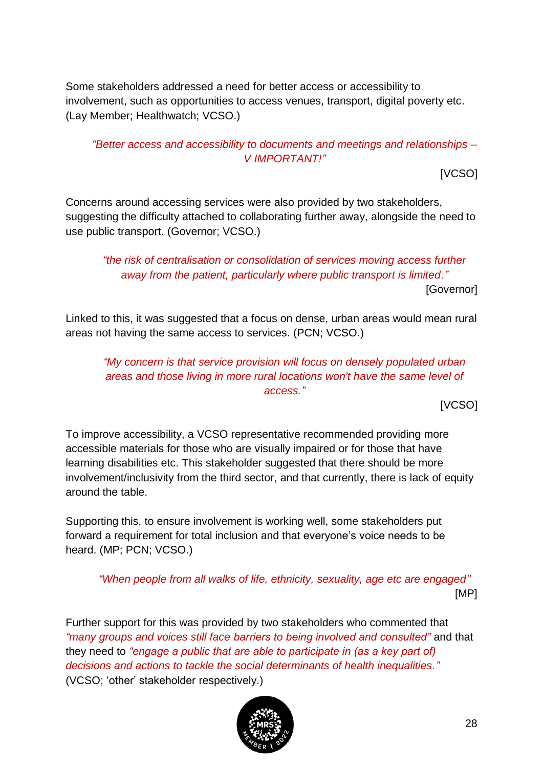Some stakeholders addressed a need for better access or accessibility to involvement, such as opportunities to access venues, transport, digital poverty etc. (Lay Member; Healthwatch; VCSO.)

> *"Better access and accessibility to documents and meetings and relationships – V IMPORTANT!"*
>
> [VCSO]

Concerns around accessing services were also provided by two stakeholders, suggesting the difficulty attached to collaborating further away, alongside the need to use public transport. (Governor; VCSO.)

> *"the risk of centralisation or consolidation of services moving access further away from the patient, particularly where public transport is limited."*
>
> [Governor]

Linked to this, it was suggested that a focus on dense, urban areas would mean rural areas not having the same access to services. (PCN; VCSO.)

> *"My concern is that service provision will focus on densely populated urban areas and those living in more rural locations won't have the same level of access."*
>
> [VCSO]

To improve accessibility, a VCSO representative recommended providing more accessible materials for those who are visually impaired or for those that have learning disabilities etc. This stakeholder suggested that there should be more involvement/inclusivity from the third sector, and that currently, there is lack of equity around the table.

Supporting this, to ensure involvement is working well, some stakeholders put forward a requirement for total inclusion and that everyone's voice needs to be heard. (MP; PCN; VCSO.)

> *"When people from all walks of life, ethnicity, sexuality, age etc are engaged"*
>
> [MP]

Further support for this was provided by two stakeholders who commented that *"many groups and voices still face barriers to being involved and consulted"* and that they need to *"engage a public that are able to participate in (as a key part of) decisions and actions to tackle the social determinants of health inequalities."* (VCSO; 'other' stakeholder respectively.)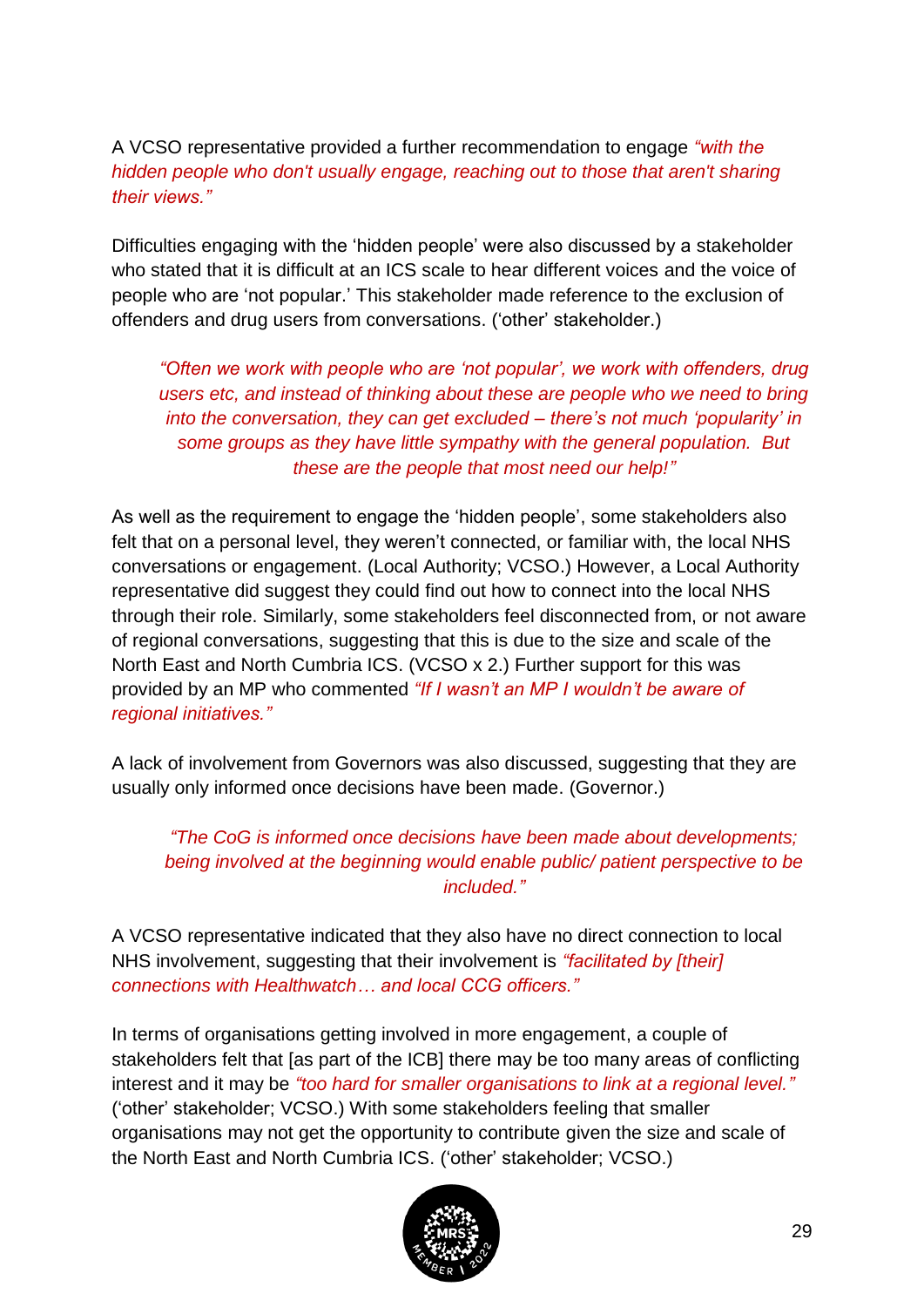A VCSO representative provided a further recommendation to engage *"with the hidden people who don't usually engage, reaching out to those that aren't sharing their views."*

Difficulties engaging with the 'hidden people' were also discussed by a stakeholder who stated that it is difficult at an ICS scale to hear different voices and the voice of people who are 'not popular.' This stakeholder made reference to the exclusion of offenders and drug users from conversations. ('other' stakeholder.)

> *"Often we work with people who are 'not popular', we work with offenders, drug users etc, and instead of thinking about these are people who we need to bring into the conversation, they can get excluded – there's not much 'popularity' in some groups as they have little sympathy with the general population. But these are the people that most need our help!"*

As well as the requirement to engage the 'hidden people', some stakeholders also felt that on a personal level, they weren't connected, or familiar with, the local NHS conversations or engagement. (Local Authority; VCSO.) However, a Local Authority representative did suggest they could find out how to connect into the local NHS through their role. Similarly, some stakeholders feel disconnected from, or not aware of regional conversations, suggesting that this is due to the size and scale of the North East and North Cumbria ICS. (VCSO x 2.) Further support for this was provided by an MP who commented *"If I wasn't an MP I wouldn't be aware of regional initiatives."*

A lack of involvement from Governors was also discussed, suggesting that they are usually only informed once decisions have been made. (Governor.)

> *"The CoG is informed once decisions have been made about developments; being involved at the beginning would enable public/ patient perspective to be included."*

A VCSO representative indicated that they also have no direct connection to local NHS involvement, suggesting that their involvement is *"facilitated by [their] connections with Healthwatch… and local CCG officers."*

In terms of organisations getting involved in more engagement, a couple of stakeholders felt that [as part of the ICB] there may be too many areas of conflicting interest and it may be *"too hard for smaller organisations to link at a regional level."* ('other' stakeholder; VCSO.) With some stakeholders feeling that smaller organisations may not get the opportunity to contribute given the size and scale of the North East and North Cumbria ICS. ('other' stakeholder; VCSO.)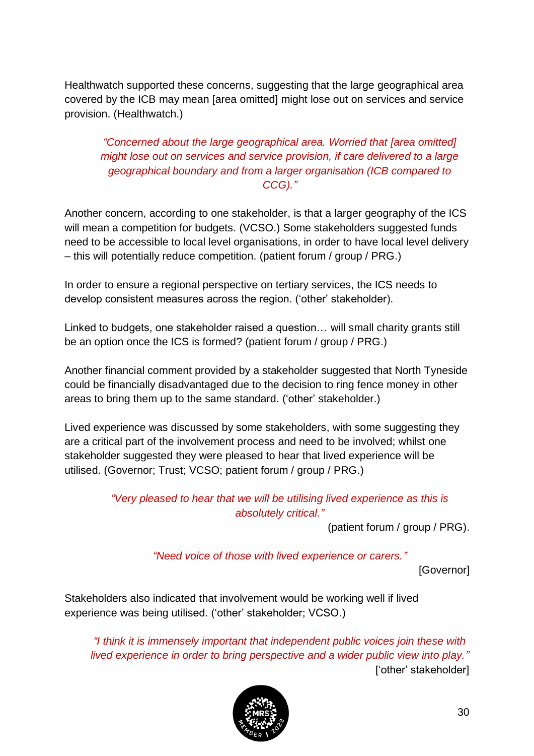Healthwatch supported these concerns, suggesting that the large geographical area covered by the ICB may mean [area omitted] might lose out on services and service provision. (Healthwatch.)

> *"Concerned about the large geographical area. Worried that [area omitted] might lose out on services and service provision, if care delivered to a large geographical boundary and from a larger organisation (ICB compared to CCG)."*

Another concern, according to one stakeholder, is that a larger geography of the ICS will mean a competition for budgets. (VCSO.) Some stakeholders suggested funds need to be accessible to local level organisations, in order to have local level delivery – this will potentially reduce competition. (patient forum / group / PRG.)

In order to ensure a regional perspective on tertiary services, the ICS needs to develop consistent measures across the region. ('other' stakeholder).

Linked to budgets, one stakeholder raised a question… will small charity grants still be an option once the ICS is formed? (patient forum / group / PRG.)

Another financial comment provided by a stakeholder suggested that North Tyneside could be financially disadvantaged due to the decision to ring fence money in other areas to bring them up to the same standard. ('other' stakeholder.)

Lived experience was discussed by some stakeholders, with some suggesting they are a critical part of the involvement process and need to be involved; whilst one stakeholder suggested they were pleased to hear that lived experience will be utilised. (Governor; Trust; VCSO; patient forum / group / PRG.)

> *"Very pleased to hear that we will be utilising lived experience as this is absolutely critical."*
>
> (patient forum / group / PRG).

> *"Need voice of those with lived experience or carers."*
>
> [Governor]

Stakeholders also indicated that involvement would be working well if lived experience was being utilised. ('other' stakeholder; VCSO.)

> *"I think it is immensely important that independent public voices join these with lived experience in order to bring perspective and a wider public view into play."*
>
> ['other' stakeholder]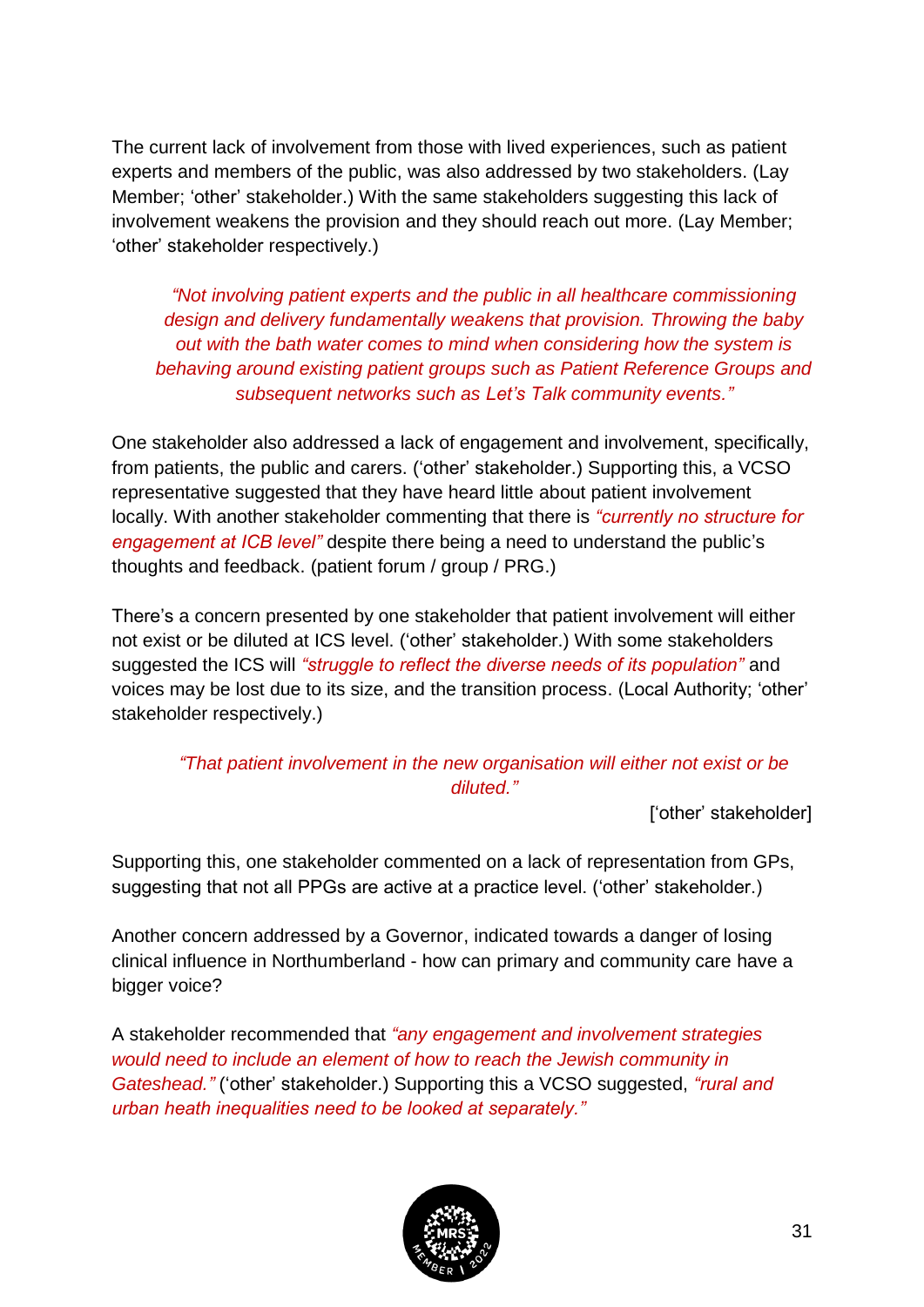The current lack of involvement from those with lived experiences, such as patient experts and members of the public, was also addressed by two stakeholders. (Lay Member; 'other' stakeholder.) With the same stakeholders suggesting this lack of involvement weakens the provision and they should reach out more. (Lay Member; 'other' stakeholder respectively.)

> *"Not involving patient experts and the public in all healthcare commissioning design and delivery fundamentally weakens that provision. Throwing the baby out with the bath water comes to mind when considering how the system is behaving around existing patient groups such as Patient Reference Groups and subsequent networks such as Let's Talk community events."*

One stakeholder also addressed a lack of engagement and involvement, specifically, from patients, the public and carers. ('other' stakeholder.) Supporting this, a VCSO representative suggested that they have heard little about patient involvement locally. With another stakeholder commenting that there is *"currently no structure for engagement at ICB level"* despite there being a need to understand the public's thoughts and feedback. (patient forum / group / PRG.)

There's a concern presented by one stakeholder that patient involvement will either not exist or be diluted at ICS level. ('other' stakeholder.) With some stakeholders suggested the ICS will *"struggle to reflect the diverse needs of its population"* and voices may be lost due to its size, and the transition process. (Local Authority; 'other' stakeholder respectively.)

> *"That patient involvement in the new organisation will either not exist or be diluted."*
>
> ['other' stakeholder]

Supporting this, one stakeholder commented on a lack of representation from GPs, suggesting that not all PPGs are active at a practice level. ('other' stakeholder.)

Another concern addressed by a Governor, indicated towards a danger of losing clinical influence in Northumberland - how can primary and community care have a bigger voice?

A stakeholder recommended that *"any engagement and involvement strategies would need to include an element of how to reach the Jewish community in Gateshead."* ('other' stakeholder.) Supporting this a VCSO suggested, *"rural and urban heath inequalities need to be looked at separately."*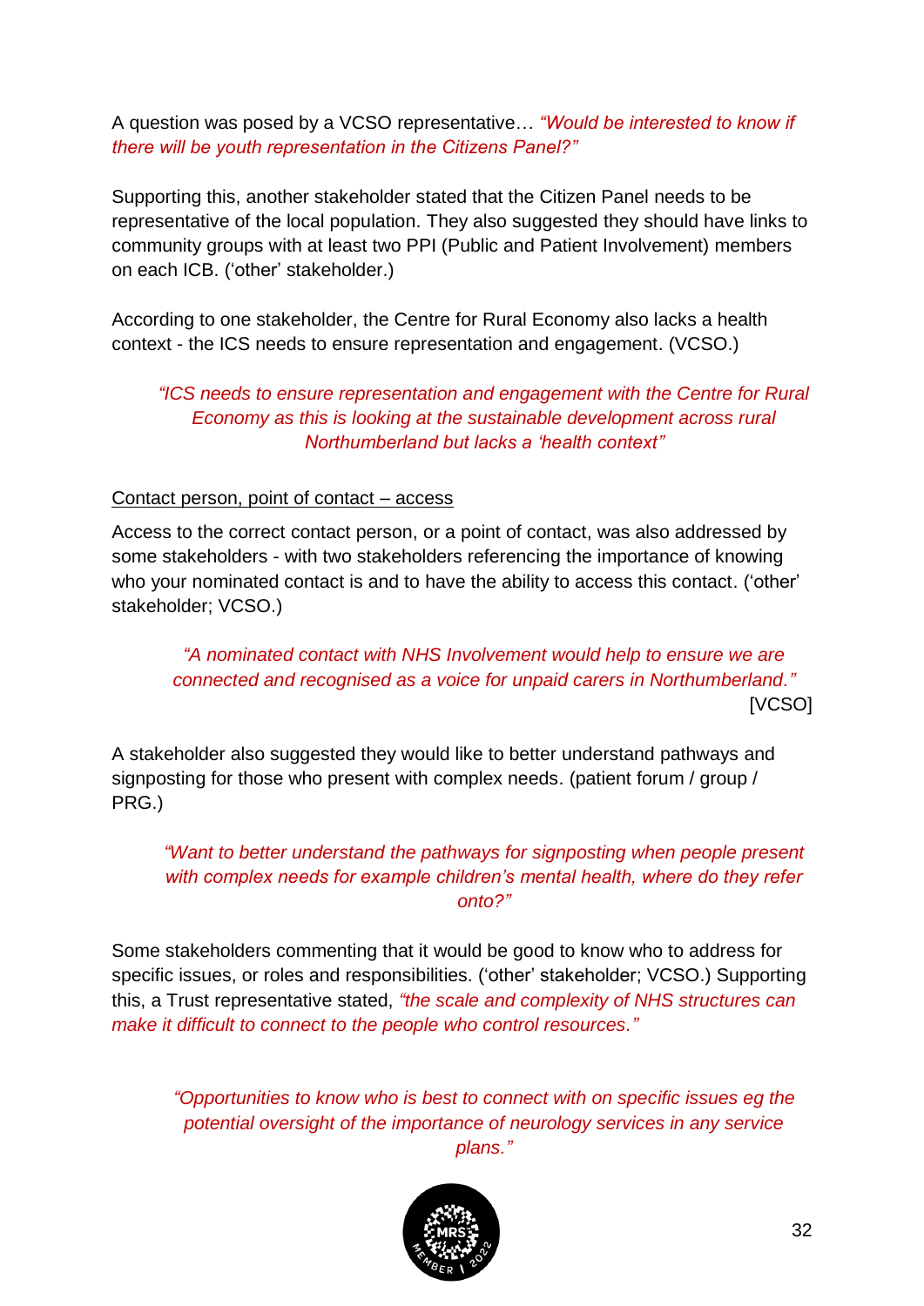A question was posed by a VCSO representative… *"Would be interested to know if there will be youth representation in the Citizens Panel?"*

Supporting this, another stakeholder stated that the Citizen Panel needs to be representative of the local population. They also suggested they should have links to community groups with at least two PPI (Public and Patient Involvement) members on each ICB. ('other' stakeholder.)

According to one stakeholder, the Centre for Rural Economy also lacks a health context - the ICS needs to ensure representation and engagement. (VCSO.)

> *"ICS needs to ensure representation and engagement with the Centre for Rural Economy as this is looking at the sustainable development across rural Northumberland but lacks a 'health context"*

Contact person, point of contact – access

Access to the correct contact person, or a point of contact, was also addressed by some stakeholders - with two stakeholders referencing the importance of knowing who your nominated contact is and to have the ability to access this contact. ('other' stakeholder; VCSO.)

> *"A nominated contact with NHS Involvement would help to ensure we are connected and recognised as a voice for unpaid carers in Northumberland."*
> [VCSO]

A stakeholder also suggested they would like to better understand pathways and signposting for those who present with complex needs. (patient forum / group / PRG.)

> *"Want to better understand the pathways for signposting when people present with complex needs for example children's mental health, where do they refer onto?"*

Some stakeholders commenting that it would be good to know who to address for specific issues, or roles and responsibilities. ('other' stakeholder; VCSO.) Supporting this, a Trust representative stated, *"the scale and complexity of NHS structures can make it difficult to connect to the people who control resources."*

> *"Opportunities to know who is best to connect with on specific issues eg the potential oversight of the importance of neurology services in any service plans."*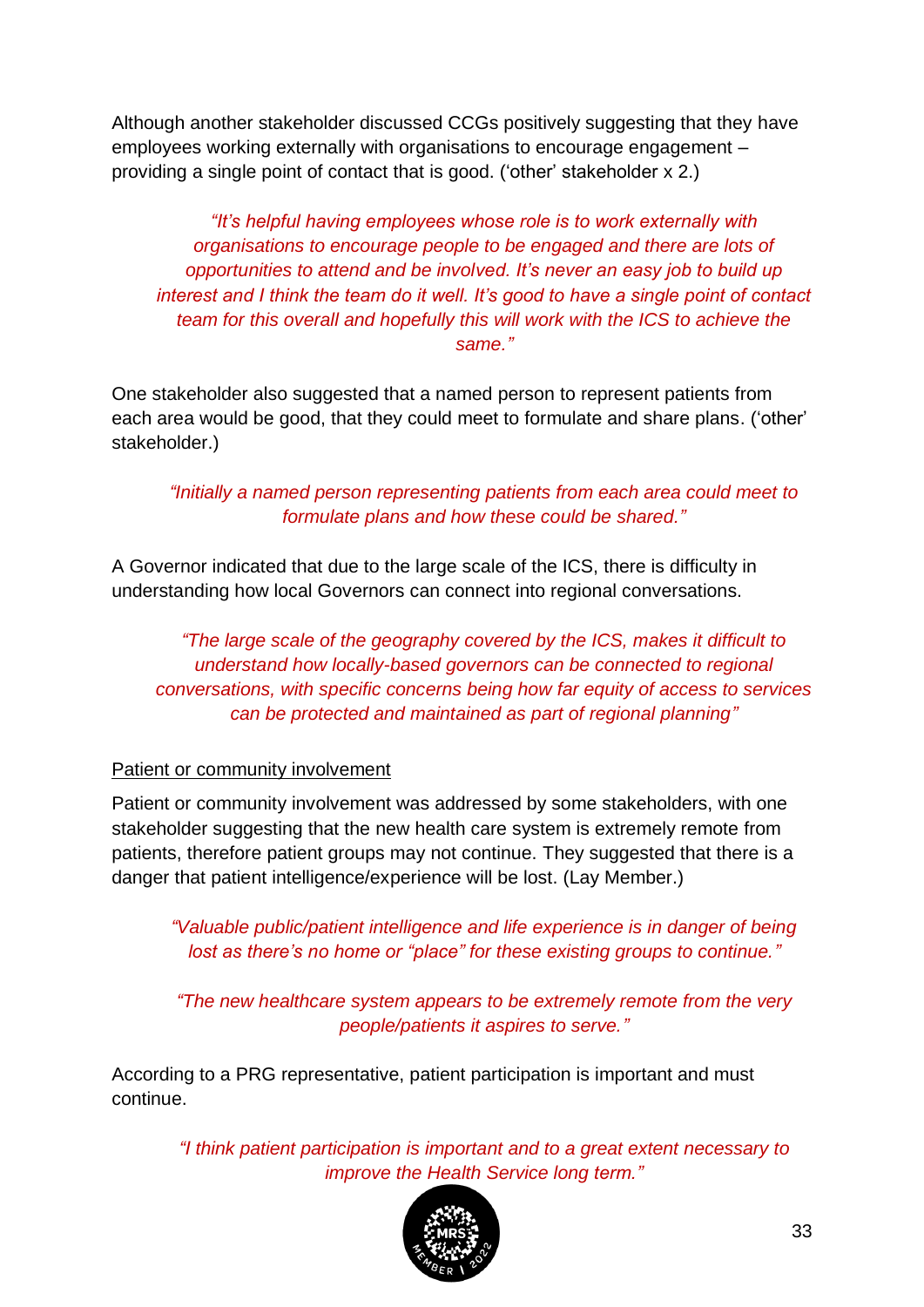Although another stakeholder discussed CCGs positively suggesting that they have employees working externally with organisations to encourage engagement – providing a single point of contact that is good. ('other' stakeholder x 2.)

> *"It's helpful having employees whose role is to work externally with organisations to encourage people to be engaged and there are lots of opportunities to attend and be involved. It's never an easy job to build up interest and I think the team do it well. It's good to have a single point of contact team for this overall and hopefully this will work with the ICS to achieve the same."*

One stakeholder also suggested that a named person to represent patients from each area would be good, that they could meet to formulate and share plans. ('other' stakeholder.)

> *"Initially a named person representing patients from each area could meet to formulate plans and how these could be shared."*

A Governor indicated that due to the large scale of the ICS, there is difficulty in understanding how local Governors can connect into regional conversations.

> *"The large scale of the geography covered by the ICS, makes it difficult to understand how locally-based governors can be connected to regional conversations, with specific concerns being how far equity of access to services can be protected and maintained as part of regional planning"*

<u>Patient or community involvement</u>

Patient or community involvement was addressed by some stakeholders, with one stakeholder suggesting that the new health care system is extremely remote from patients, therefore patient groups may not continue. They suggested that there is a danger that patient intelligence/experience will be lost. (Lay Member.)

> *"Valuable public/patient intelligence and life experience is in danger of being lost as there's no home or "place" for these existing groups to continue."*

> *"The new healthcare system appears to be extremely remote from the very people/patients it aspires to serve."*

According to a PRG representative, patient participation is important and must continue.

> *"I think patient participation is important and to a great extent necessary to improve the Health Service long term."*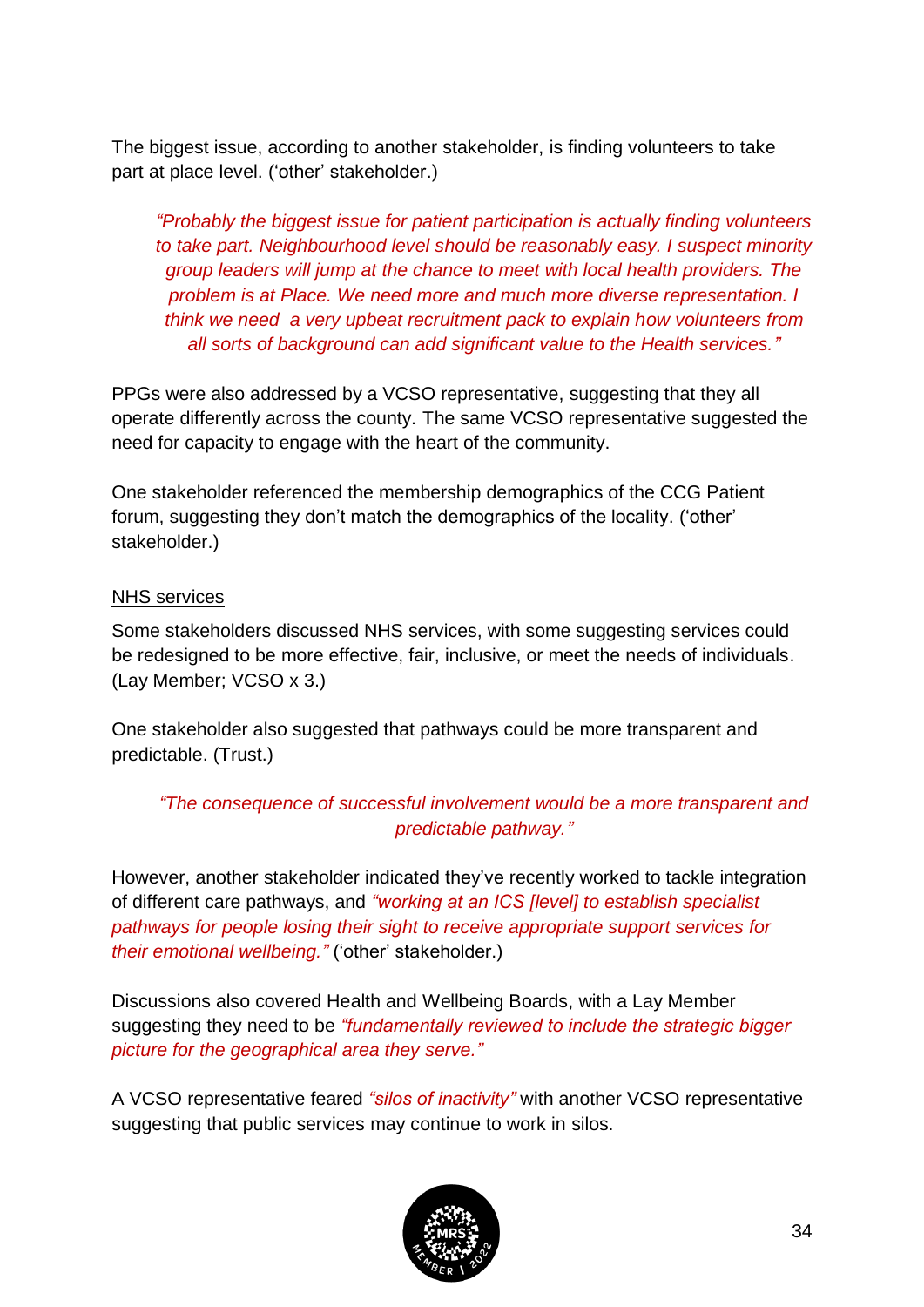The biggest issue, according to another stakeholder, is finding volunteers to take part at place level. ('other' stakeholder.)

> *"Probably the biggest issue for patient participation is actually finding volunteers to take part. Neighbourhood level should be reasonably easy. I suspect minority group leaders will jump at the chance to meet with local health providers. The problem is at Place. We need more and much more diverse representation. I think we need a very upbeat recruitment pack to explain how volunteers from all sorts of background can add significant value to the Health services."*

PPGs were also addressed by a VCSO representative, suggesting that they all operate differently across the county. The same VCSO representative suggested the need for capacity to engage with the heart of the community.

One stakeholder referenced the membership demographics of the CCG Patient forum, suggesting they don't match the demographics of the locality. ('other' stakeholder.)

<u>NHS services</u>

Some stakeholders discussed NHS services, with some suggesting services could be redesigned to be more effective, fair, inclusive, or meet the needs of individuals. (Lay Member; VCSO x 3.)

One stakeholder also suggested that pathways could be more transparent and predictable. (Trust.)

> *"The consequence of successful involvement would be a more transparent and predictable pathway."*

However, another stakeholder indicated they've recently worked to tackle integration of different care pathways, and *"working at an ICS [level] to establish specialist pathways for people losing their sight to receive appropriate support services for their emotional wellbeing."* ('other' stakeholder.)

Discussions also covered Health and Wellbeing Boards, with a Lay Member suggesting they need to be *"fundamentally reviewed to include the strategic bigger picture for the geographical area they serve."*

A VCSO representative feared *"silos of inactivity"* with another VCSO representative suggesting that public services may continue to work in silos.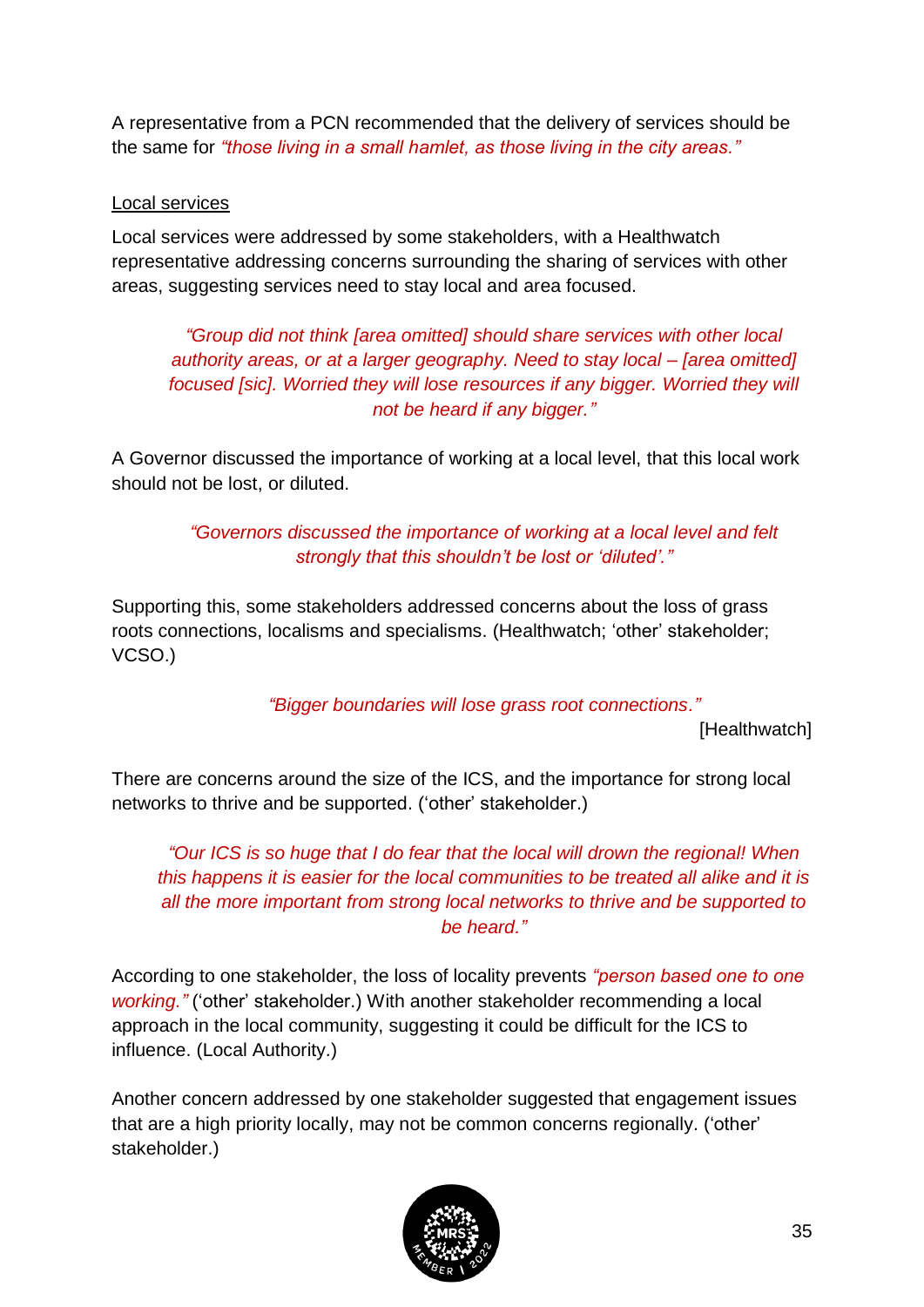A representative from a PCN recommended that the delivery of services should be the same for *"those living in a small hamlet, as those living in the city areas."*

<u>Local services</u>

Local services were addressed by some stakeholders, with a Healthwatch representative addressing concerns surrounding the sharing of services with other areas, suggesting services need to stay local and area focused.

> *"Group did not think [area omitted] should share services with other local authority areas, or at a larger geography. Need to stay local – [area omitted] focused [sic]. Worried they will lose resources if any bigger. Worried they will not be heard if any bigger."*

A Governor discussed the importance of working at a local level, that this local work should not be lost, or diluted.

> *"Governors discussed the importance of working at a local level and felt strongly that this shouldn't be lost or 'diluted'."*

Supporting this, some stakeholders addressed concerns about the loss of grass roots connections, localisms and specialisms. (Healthwatch; 'other' stakeholder; VCSO.)

> *"Bigger boundaries will lose grass root connections."*
>
> [Healthwatch]

There are concerns around the size of the ICS, and the importance for strong local networks to thrive and be supported. ('other' stakeholder.)

> *"Our ICS is so huge that I do fear that the local will drown the regional! When this happens it is easier for the local communities to be treated all alike and it is all the more important from strong local networks to thrive and be supported to be heard."*

According to one stakeholder, the loss of locality prevents *"person based one to one working."* ('other' stakeholder.) With another stakeholder recommending a local approach in the local community, suggesting it could be difficult for the ICS to influence. (Local Authority.)

Another concern addressed by one stakeholder suggested that engagement issues that are a high priority locally, may not be common concerns regionally. ('other' stakeholder.)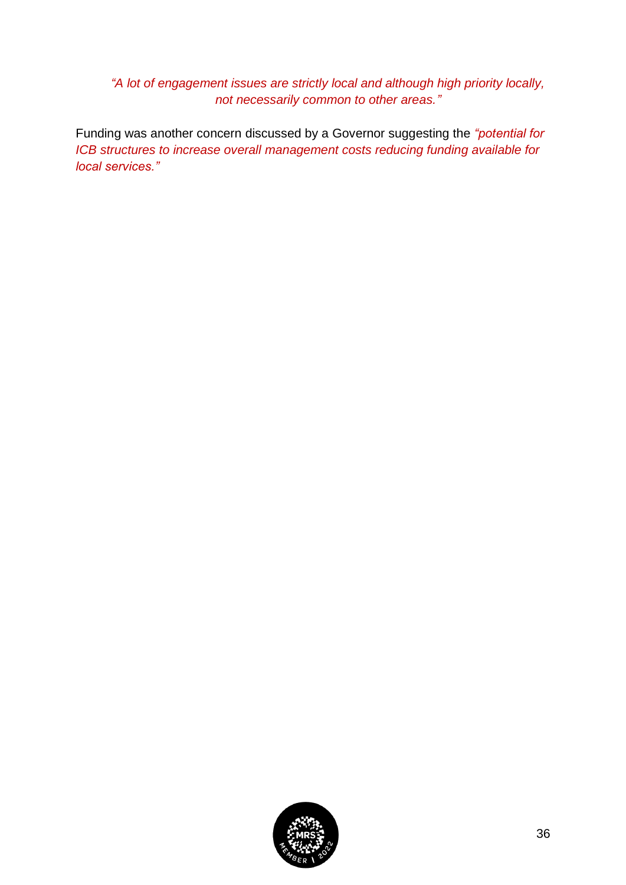*"A lot of engagement issues are strictly local and although high priority locally, not necessarily common to other areas."*

Funding was another concern discussed by a Governor suggesting the *"potential for ICB structures to increase overall management costs reducing funding available for local services."*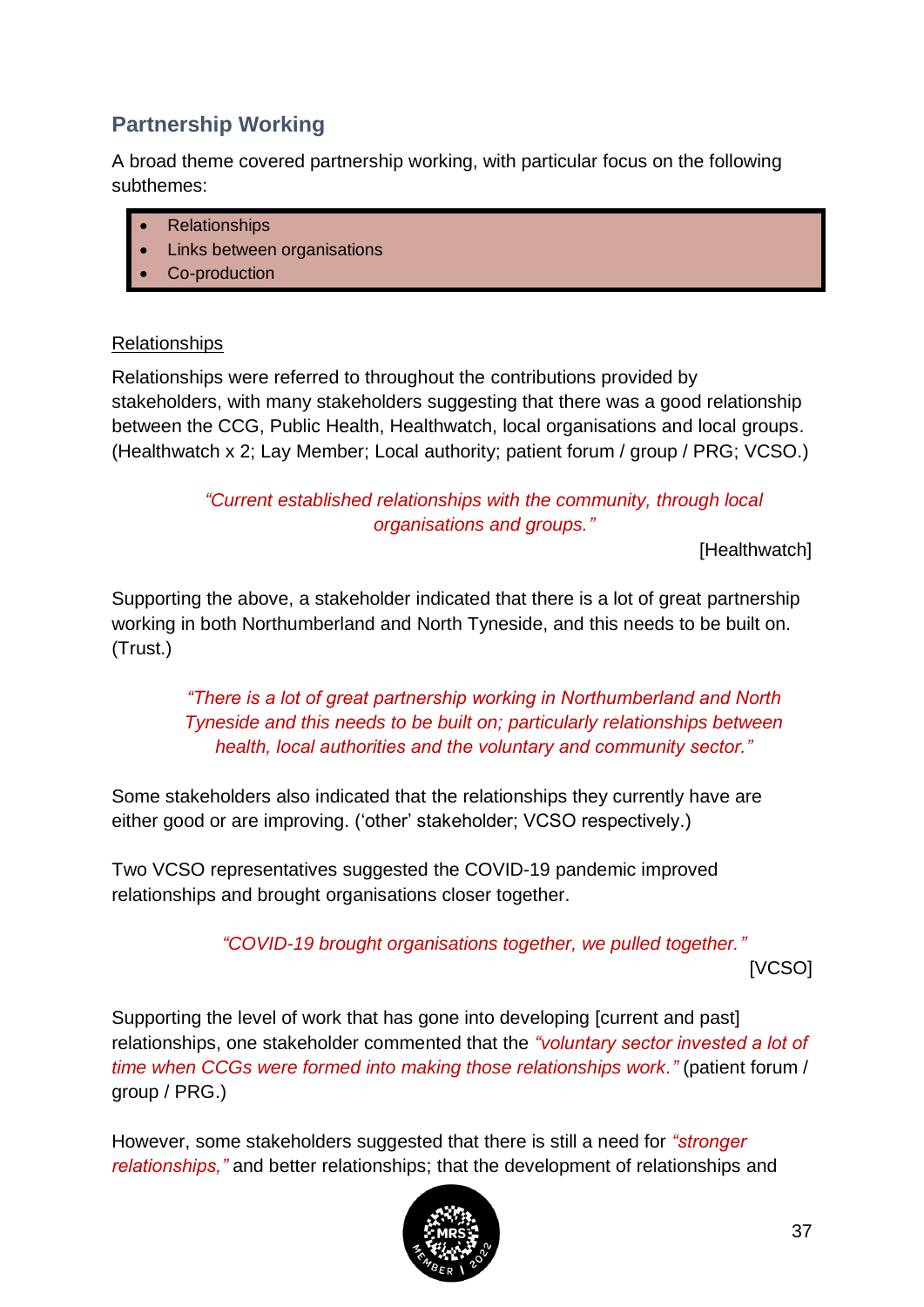## Partnership Working

A broad theme covered partnership working, with particular focus on the following subthemes:

- Relationships
- Links between organisations
- Co-production

Relationships

Relationships were referred to throughout the contributions provided by stakeholders, with many stakeholders suggesting that there was a good relationship between the CCG, Public Health, Healthwatch, local organisations and local groups. (Healthwatch x 2; Lay Member; Local authority; patient forum / group / PRG; VCSO.)

> *"Current established relationships with the community, through local organisations and groups."*
>
> [Healthwatch]

Supporting the above, a stakeholder indicated that there is a lot of great partnership working in both Northumberland and North Tyneside, and this needs to be built on. (Trust.)

> *"There is a lot of great partnership working in Northumberland and North Tyneside and this needs to be built on; particularly relationships between health, local authorities and the voluntary and community sector."*

Some stakeholders also indicated that the relationships they currently have are either good or are improving. ('other' stakeholder; VCSO respectively.)

Two VCSO representatives suggested the COVID-19 pandemic improved relationships and brought organisations closer together.

> *"COVID-19 brought organisations together, we pulled together."*
>
> [VCSO]

Supporting the level of work that has gone into developing [current and past] relationships, one stakeholder commented that the *"voluntary sector invested a lot of time when CCGs were formed into making those relationships work."* (patient forum / group / PRG.)

However, some stakeholders suggested that there is still a need for *"stronger relationships,"* and better relationships; that the development of relationships and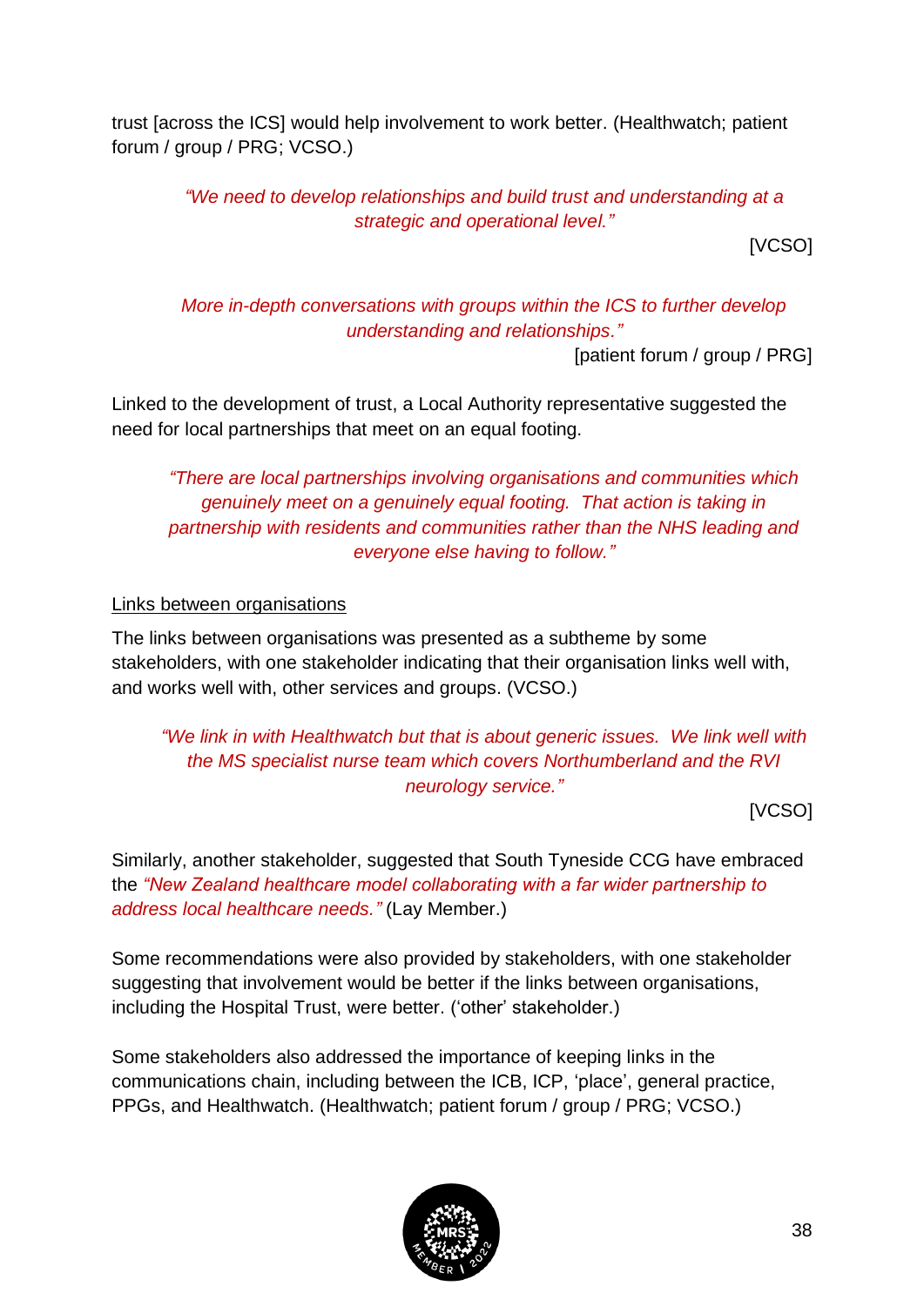trust [across the ICS] would help involvement to work better. (Healthwatch; patient forum / group / PRG; VCSO.)

> *"We need to develop relationships and build trust and understanding at a strategic and operational level."*
>
> [VCSO]

> *More in-depth conversations with groups within the ICS to further develop understanding and relationships."*
>
> [patient forum / group / PRG]

Linked to the development of trust, a Local Authority representative suggested the need for local partnerships that meet on an equal footing.

> *"There are local partnerships involving organisations and communities which genuinely meet on a genuinely equal footing. That action is taking in partnership with residents and communities rather than the NHS leading and everyone else having to follow."*

Links between organisations

The links between organisations was presented as a subtheme by some stakeholders, with one stakeholder indicating that their organisation links well with, and works well with, other services and groups. (VCSO.)

> *"We link in with Healthwatch but that is about generic issues. We link well with the MS specialist nurse team which covers Northumberland and the RVI neurology service."*
>
> [VCSO]

Similarly, another stakeholder, suggested that South Tyneside CCG have embraced the *"New Zealand healthcare model collaborating with a far wider partnership to address local healthcare needs."* (Lay Member.)

Some recommendations were also provided by stakeholders, with one stakeholder suggesting that involvement would be better if the links between organisations, including the Hospital Trust, were better. ('other' stakeholder.)

Some stakeholders also addressed the importance of keeping links in the communications chain, including between the ICB, ICP, 'place', general practice, PPGs, and Healthwatch. (Healthwatch; patient forum / group / PRG; VCSO.)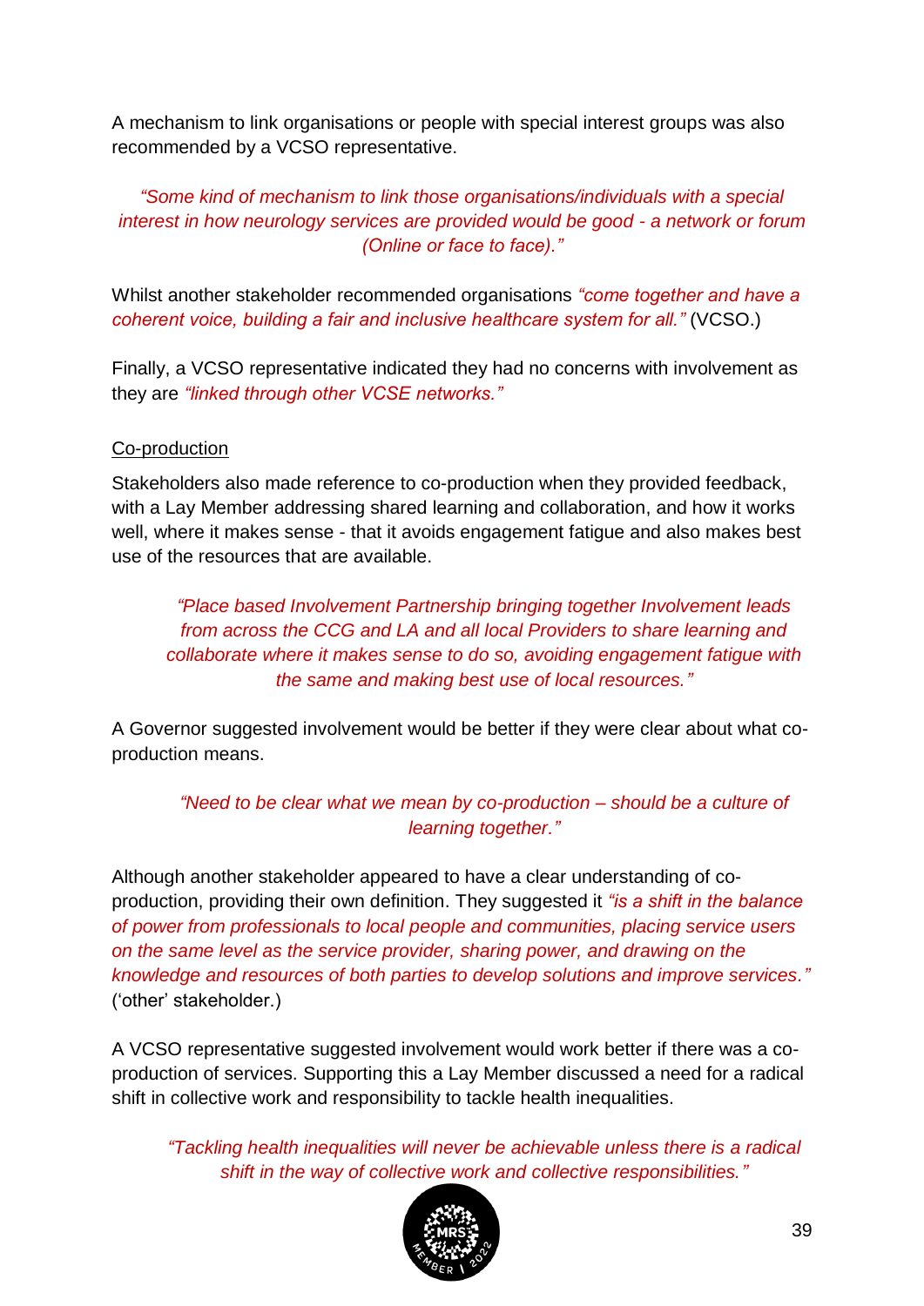A mechanism to link organisations or people with special interest groups was also recommended by a VCSO representative.

> *"Some kind of mechanism to link those organisations/individuals with a special interest in how neurology services are provided would be good - a network or forum (Online or face to face)."*

Whilst another stakeholder recommended organisations *"come together and have a coherent voice, building a fair and inclusive healthcare system for all."* (VCSO.)

Finally, a VCSO representative indicated they had no concerns with involvement as they are *"linked through other VCSE networks."*

Co-production

Stakeholders also made reference to co-production when they provided feedback, with a Lay Member addressing shared learning and collaboration, and how it works well, where it makes sense - that it avoids engagement fatigue and also makes best use of the resources that are available.

> *"Place based Involvement Partnership bringing together Involvement leads from across the CCG and LA and all local Providers to share learning and collaborate where it makes sense to do so, avoiding engagement fatigue with the same and making best use of local resources."*

A Governor suggested involvement would be better if they were clear about what co-production means.

> *"Need to be clear what we mean by co-production – should be a culture of learning together."*

Although another stakeholder appeared to have a clear understanding of co-production, providing their own definition. They suggested it *"is a shift in the balance of power from professionals to local people and communities, placing service users on the same level as the service provider, sharing power, and drawing on the knowledge and resources of both parties to develop solutions and improve services."* ('other' stakeholder.)

A VCSO representative suggested involvement would work better if there was a co-production of services. Supporting this a Lay Member discussed a need for a radical shift in collective work and responsibility to tackle health inequalities.

> *"Tackling health inequalities will never be achievable unless there is a radical shift in the way of collective work and collective responsibilities."*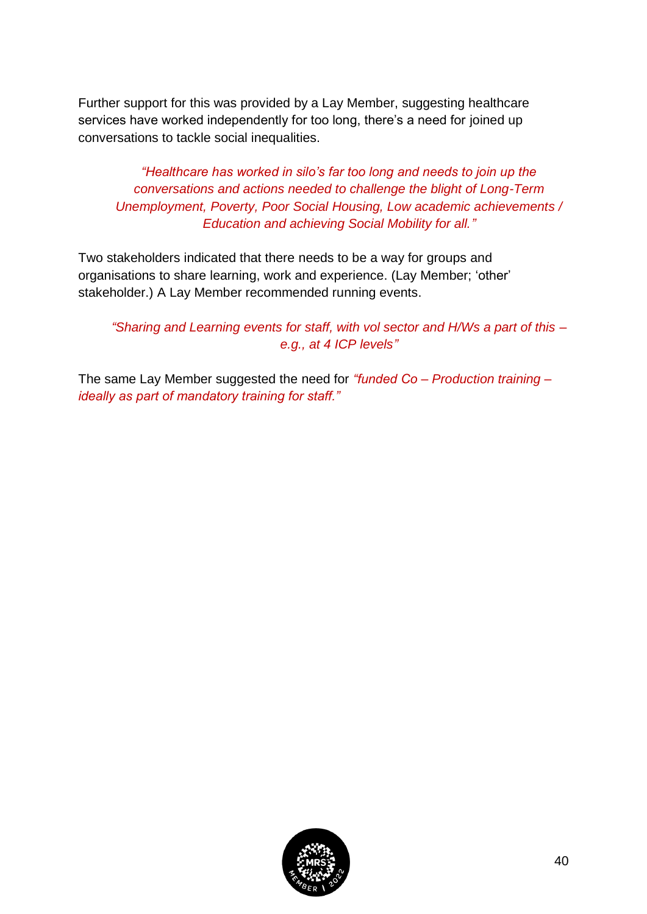Further support for this was provided by a Lay Member, suggesting healthcare services have worked independently for too long, there's a need for joined up conversations to tackle social inequalities.

> *"Healthcare has worked in silo's far too long and needs to join up the conversations and actions needed to challenge the blight of Long-Term Unemployment, Poverty, Poor Social Housing, Low academic achievements / Education and achieving Social Mobility for all."*

Two stakeholders indicated that there needs to be a way for groups and organisations to share learning, work and experience. (Lay Member; 'other' stakeholder.) A Lay Member recommended running events.

> *"Sharing and Learning events for staff, with vol sector and H/Ws a part of this – e.g., at 4 ICP levels"*

The same Lay Member suggested the need for *"funded Co – Production training – ideally as part of mandatory training for staff."*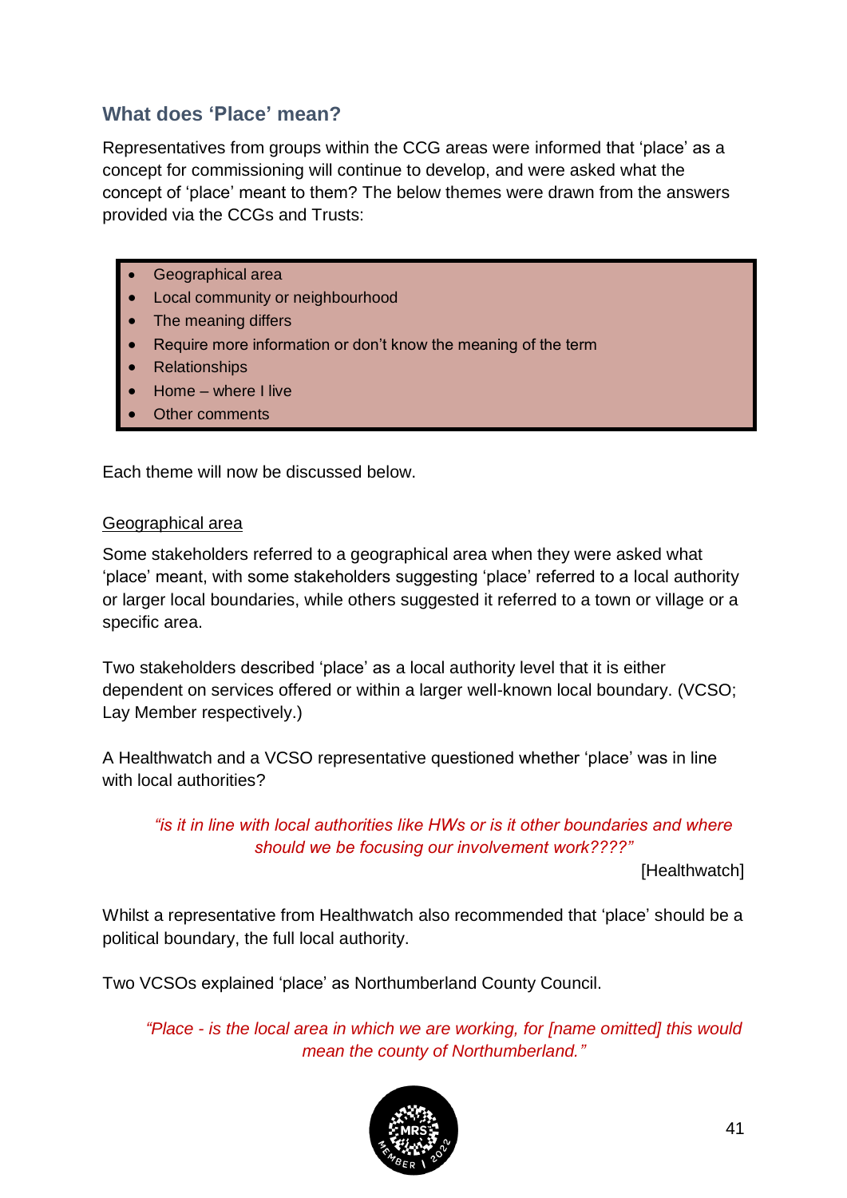## What does 'Place' mean?

Representatives from groups within the CCG areas were informed that 'place' as a concept for commissioning will continue to develop, and were asked what the concept of 'place' meant to them? The below themes were drawn from the answers provided via the CCGs and Trusts:

- Geographical area
- Local community or neighbourhood
- The meaning differs
- Require more information or don't know the meaning of the term
- Relationships
- Home – where I live
- Other comments

Each theme will now be discussed below.

<u>Geographical area</u>

Some stakeholders referred to a geographical area when they were asked what 'place' meant, with some stakeholders suggesting 'place' referred to a local authority or larger local boundaries, while others suggested it referred to a town or village or a specific area.

Two stakeholders described 'place' as a local authority level that it is either dependent on services offered or within a larger well-known local boundary. (VCSO; Lay Member respectively.)

A Healthwatch and a VCSO representative questioned whether 'place' was in line with local authorities?

> *"is it in line with local authorities like HWs or is it other boundaries and where should we be focusing our involvement work????"*
>
> [Healthwatch]

Whilst a representative from Healthwatch also recommended that 'place' should be a political boundary, the full local authority.

Two VCSOs explained 'place' as Northumberland County Council.

> *"Place - is the local area in which we are working, for [name omitted] this would mean the county of Northumberland."*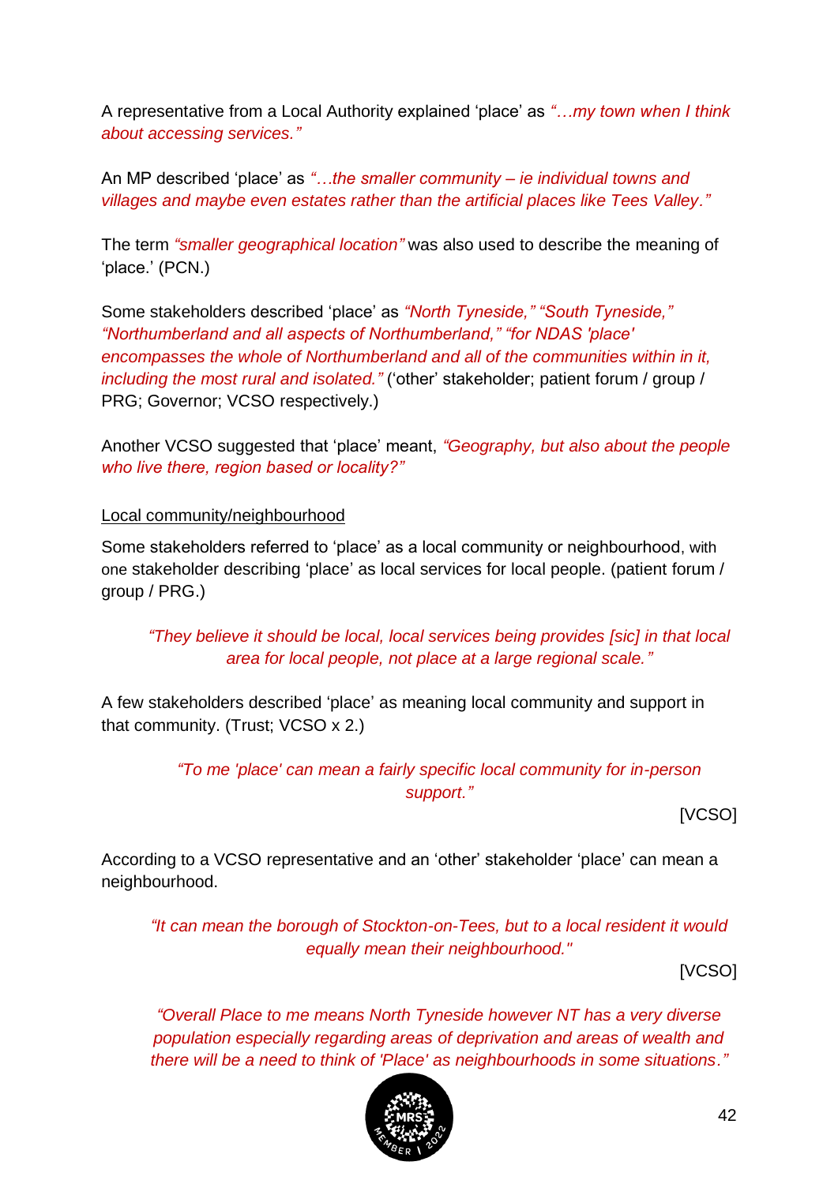A representative from a Local Authority explained 'place' as *"…my town when I think about accessing services."*

An MP described 'place' as *"…the smaller community – ie individual towns and villages and maybe even estates rather than the artificial places like Tees Valley."*

The term *"smaller geographical location"* was also used to describe the meaning of 'place.' (PCN.)

Some stakeholders described 'place' as *"North Tyneside," "South Tyneside," "Northumberland and all aspects of Northumberland," "for NDAS 'place' encompasses the whole of Northumberland and all of the communities within in it, including the most rural and isolated."* ('other' stakeholder; patient forum / group / PRG; Governor; VCSO respectively.)

Another VCSO suggested that 'place' meant, *"Geography, but also about the people who live there, region based or locality?"*

Local community/neighbourhood

Some stakeholders referred to 'place' as a local community or neighbourhood, with one stakeholder describing 'place' as local services for local people. (patient forum / group / PRG.)

> *"They believe it should be local, local services being provides [sic] in that local area for local people, not place at a large regional scale."*

A few stakeholders described 'place' as meaning local community and support in that community. (Trust; VCSO x 2.)

> *"To me 'place' can mean a fairly specific local community for in-person support."*
>
> [VCSO]

According to a VCSO representative and an 'other' stakeholder 'place' can mean a neighbourhood.

> *"It can mean the borough of Stockton-on-Tees, but to a local resident it would equally mean their neighbourhood."*
>
> [VCSO]

> *"Overall Place to me means North Tyneside however NT has a very diverse population especially regarding areas of deprivation and areas of wealth and there will be a need to think of 'Place' as neighbourhoods in some situations."*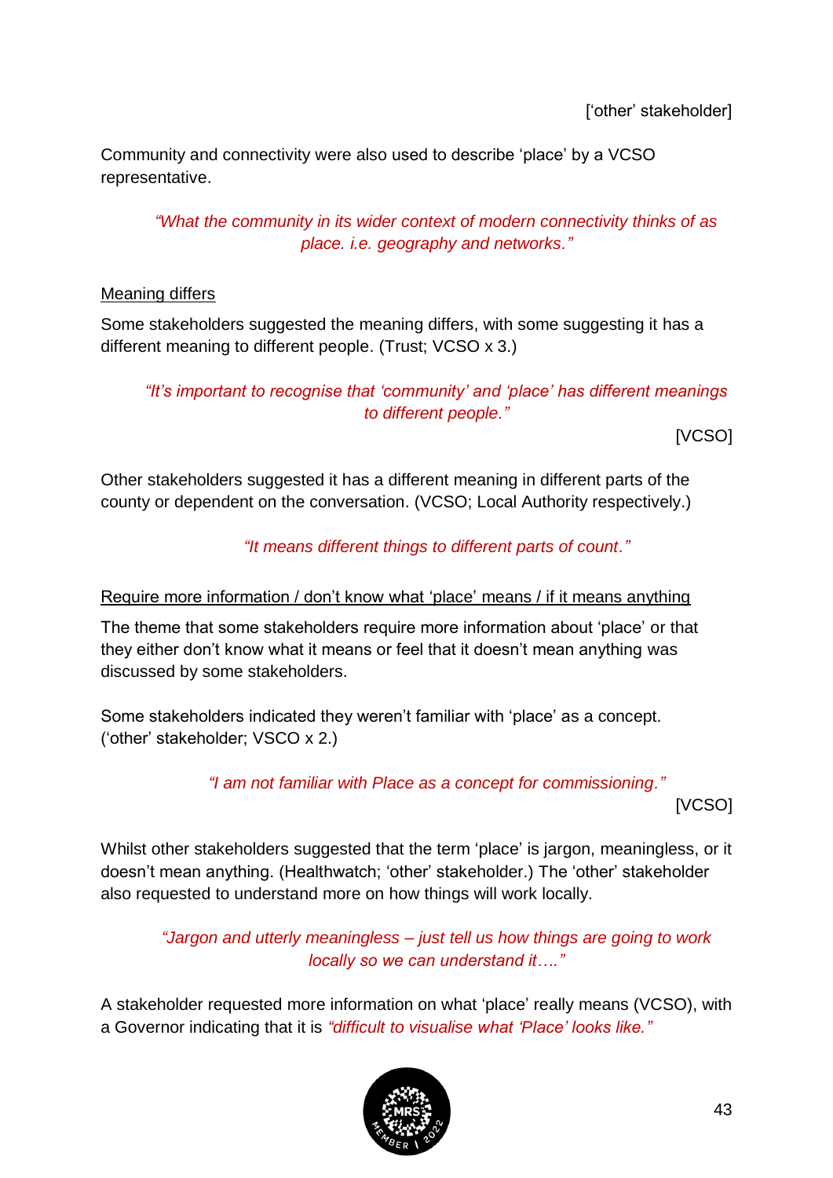['other' stakeholder]

Community and connectivity were also used to describe 'place' by a VCSO representative.

> *"What the community in its wider context of modern connectivity thinks of as place. i.e. geography and networks."*

<u>Meaning differs</u>

Some stakeholders suggested the meaning differs, with some suggesting it has a different meaning to different people. (Trust; VCSO x 3.)

> *"It's important to recognise that 'community' and 'place' has different meanings to different people."*
>
> [VCSO]

Other stakeholders suggested it has a different meaning in different parts of the county or dependent on the conversation. (VCSO; Local Authority respectively.)

> *"It means different things to different parts of count."*

<u>Require more information / don't know what 'place' means / if it means anything</u>

The theme that some stakeholders require more information about 'place' or that they either don't know what it means or feel that it doesn't mean anything was discussed by some stakeholders.

Some stakeholders indicated they weren't familiar with 'place' as a concept. ('other' stakeholder; VSCO x 2.)

> *"I am not familiar with Place as a concept for commissioning."*
>
> [VCSO]

Whilst other stakeholders suggested that the term 'place' is jargon, meaningless, or it doesn't mean anything. (Healthwatch; 'other' stakeholder.) The 'other' stakeholder also requested to understand more on how things will work locally.

> *"Jargon and utterly meaningless – just tell us how things are going to work locally so we can understand it…."*

A stakeholder requested more information on what 'place' really means (VCSO), with a Governor indicating that it is *"difficult to visualise what 'Place' looks like."*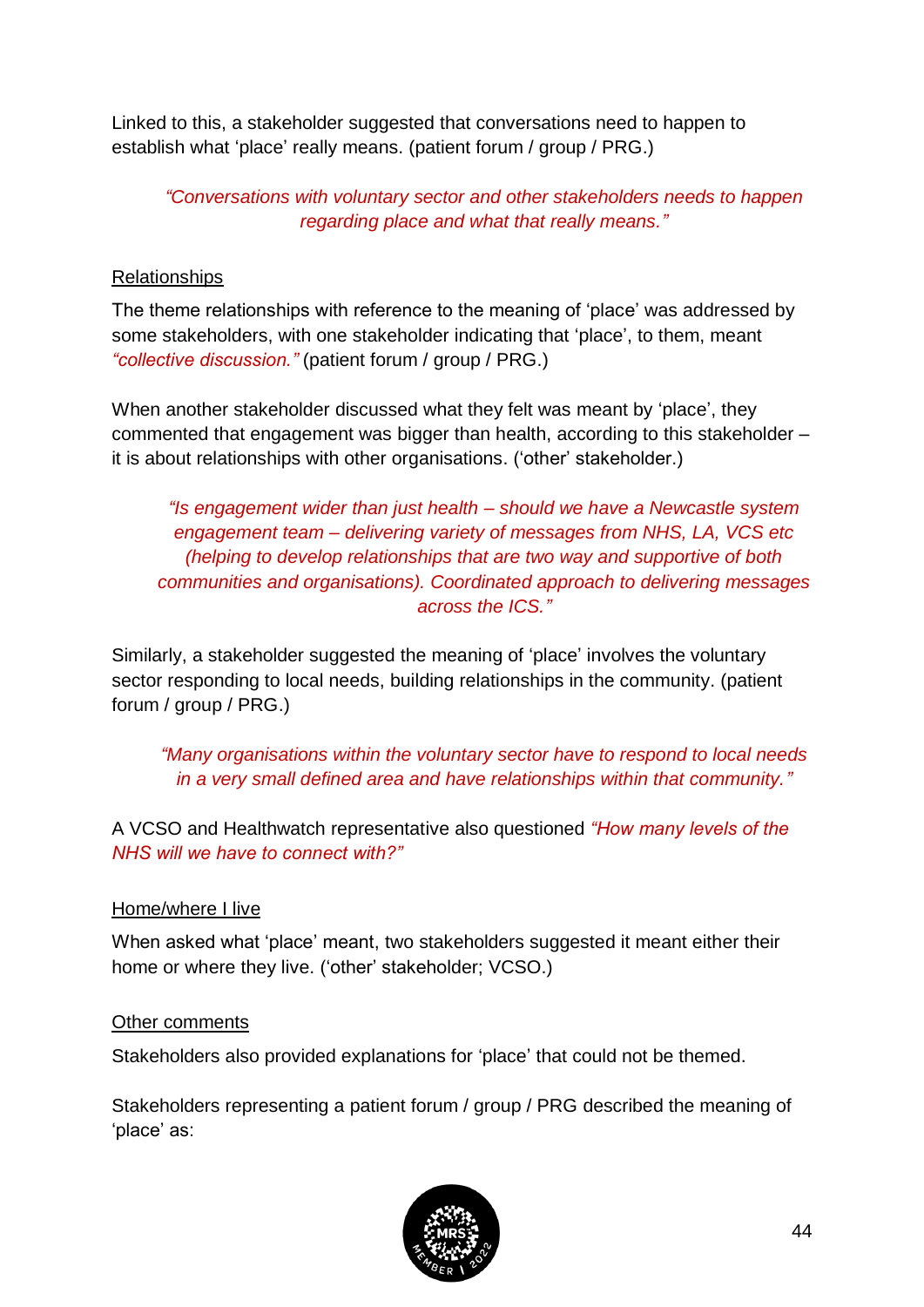Linked to this, a stakeholder suggested that conversations need to happen to establish what 'place' really means. (patient forum / group / PRG.)

> *"Conversations with voluntary sector and other stakeholders needs to happen regarding place and what that really means."*

<u>Relationships</u>

The theme relationships with reference to the meaning of 'place' was addressed by some stakeholders, with one stakeholder indicating that 'place', to them, meant *"collective discussion."* (patient forum / group / PRG.)

When another stakeholder discussed what they felt was meant by 'place', they commented that engagement was bigger than health, according to this stakeholder – it is about relationships with other organisations. ('other' stakeholder.)

> *"Is engagement wider than just health – should we have a Newcastle system engagement team – delivering variety of messages from NHS, LA, VCS etc (helping to develop relationships that are two way and supportive of both communities and organisations). Coordinated approach to delivering messages across the ICS."*

Similarly, a stakeholder suggested the meaning of 'place' involves the voluntary sector responding to local needs, building relationships in the community. (patient forum / group / PRG.)

> *"Many organisations within the voluntary sector have to respond to local needs in a very small defined area and have relationships within that community."*

A VCSO and Healthwatch representative also questioned *"How many levels of the NHS will we have to connect with?"*

<u>Home/where I live</u>

When asked what 'place' meant, two stakeholders suggested it meant either their home or where they live. ('other' stakeholder; VCSO.)

<u>Other comments</u>

Stakeholders also provided explanations for 'place' that could not be themed.

Stakeholders representing a patient forum / group / PRG described the meaning of 'place' as: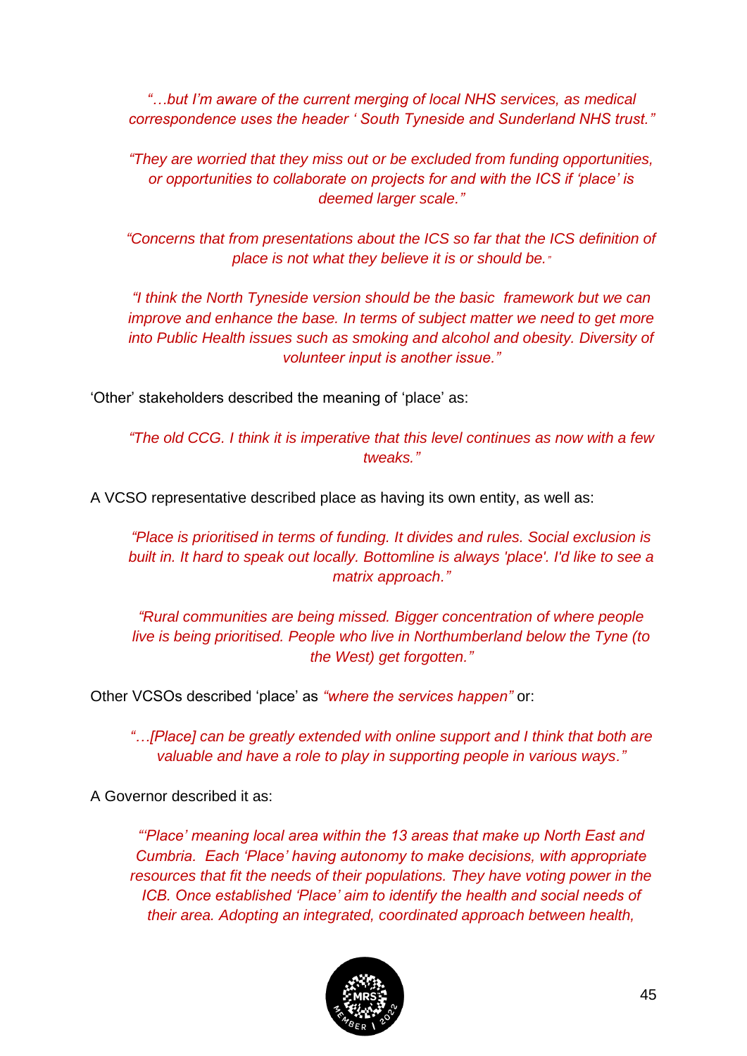*"…but I'm aware of the current merging of local NHS services, as medical correspondence uses the header ' South Tyneside and Sunderland NHS trust."*

*"They are worried that they miss out or be excluded from funding opportunities, or opportunities to collaborate on projects for and with the ICS if 'place' is deemed larger scale."*

*"Concerns that from presentations about the ICS so far that the ICS definition of place is not what they believe it is or should be."*

*"I think the North Tyneside version should be the basic framework but we can improve and enhance the base. In terms of subject matter we need to get more into Public Health issues such as smoking and alcohol and obesity. Diversity of volunteer input is another issue."*

'Other' stakeholders described the meaning of 'place' as:

*"The old CCG. I think it is imperative that this level continues as now with a few tweaks."*

A VCSO representative described place as having its own entity, as well as:

*"Place is prioritised in terms of funding. It divides and rules. Social exclusion is built in. It hard to speak out locally. Bottomline is always 'place'. I'd like to see a matrix approach."*

*"Rural communities are being missed. Bigger concentration of where people live is being prioritised. People who live in Northumberland below the Tyne (to the West) get forgotten."*

Other VCSOs described 'place' as *"where the services happen"* or:

*"…[Place] can be greatly extended with online support and I think that both are valuable and have a role to play in supporting people in various ways."*

A Governor described it as:

*"'Place' meaning local area within the 13 areas that make up North East and Cumbria. Each 'Place' having autonomy to make decisions, with appropriate resources that fit the needs of their populations. They have voting power in the ICB. Once established 'Place' aim to identify the health and social needs of their area. Adopting an integrated, coordinated approach between health,*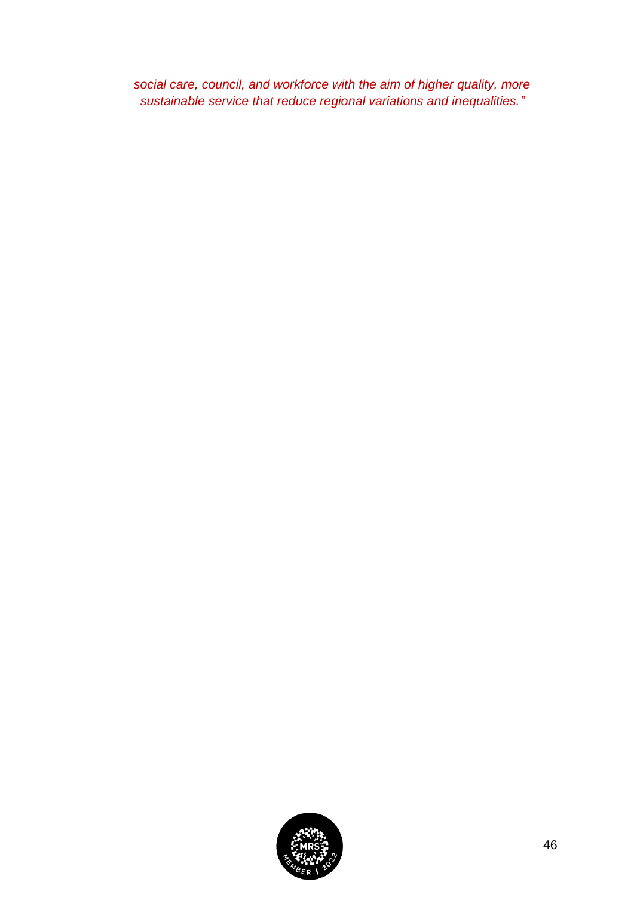*social care, council, and workforce with the aim of higher quality, more sustainable service that reduce regional variations and inequalities."*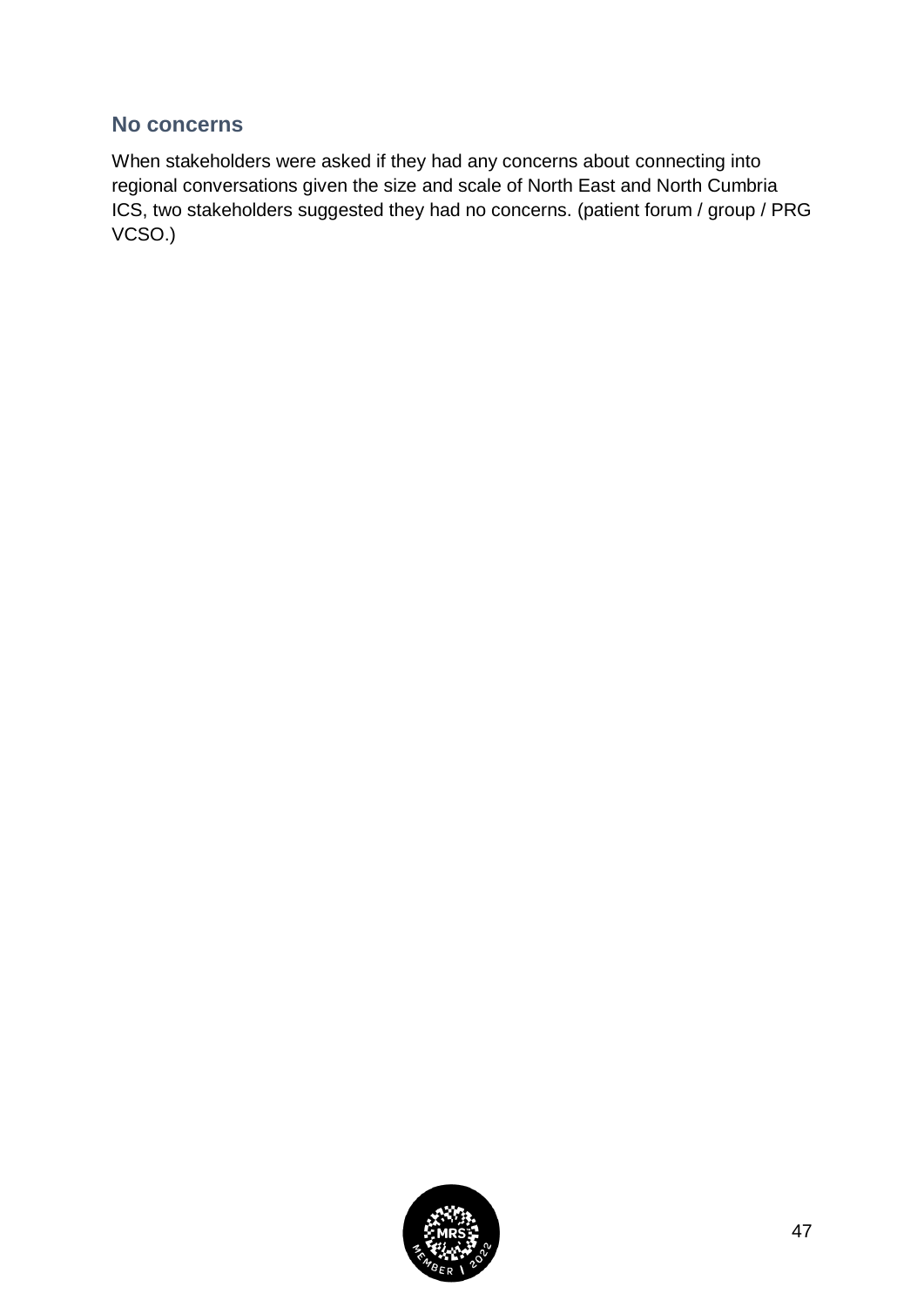### No concerns

When stakeholders were asked if they had any concerns about connecting into regional conversations given the size and scale of North East and North Cumbria ICS, two stakeholders suggested they had no concerns. (patient forum / group / PRG VCSO.)